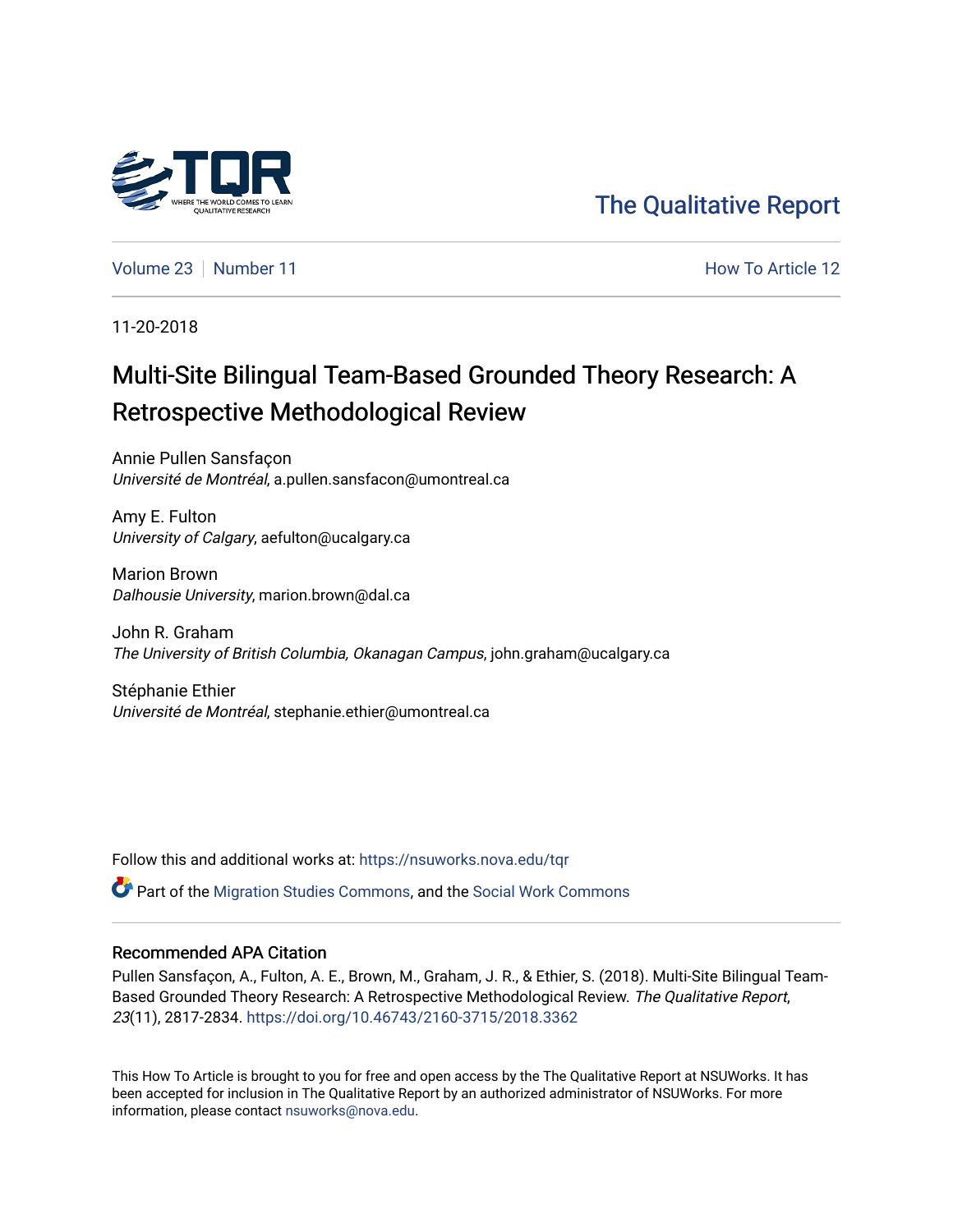The Qualitative Report

Volume 23 | Number 11 How To Article 12

11-20-2018

# Multi-Site Bilingual Team-Based Grounded Theory Research: A Retrospective Methodological Review

Annie Pullen Sansfaçon
*Université de Montréal*, a.pullen.sansfacon@umontreal.ca

Amy E. Fulton
*University of Calgary*, aefulton@ucalgary.ca

Marion Brown
*Dalhousie University*, marion.brown@dal.ca

John R. Graham
*The University of British Columbia, Okanagan Campus*, john.graham@ucalgary.ca

Stéphanie Ethier
*Université de Montréal*, stephanie.ethier@umontreal.ca

Follow this and additional works at: https://nsuworks.nova.edu/tqr

Part of the Migration Studies Commons, and the Social Work Commons

### Recommended APA Citation

Pullen Sansfaçon, A., Fulton, A. E., Brown, M., Graham, J. R., & Ethier, S. (2018). Multi-Site Bilingual Team-Based Grounded Theory Research: A Retrospective Methodological Review. *The Qualitative Report*, *23*(11), 2817-2834. https://doi.org/10.46743/2160-3715/2018.3362

This How To Article is brought to you for free and open access by the The Qualitative Report at NSUWorks. It has been accepted for inclusion in The Qualitative Report by an authorized administrator of NSUWorks. For more information, please contact nsuworks@nova.edu.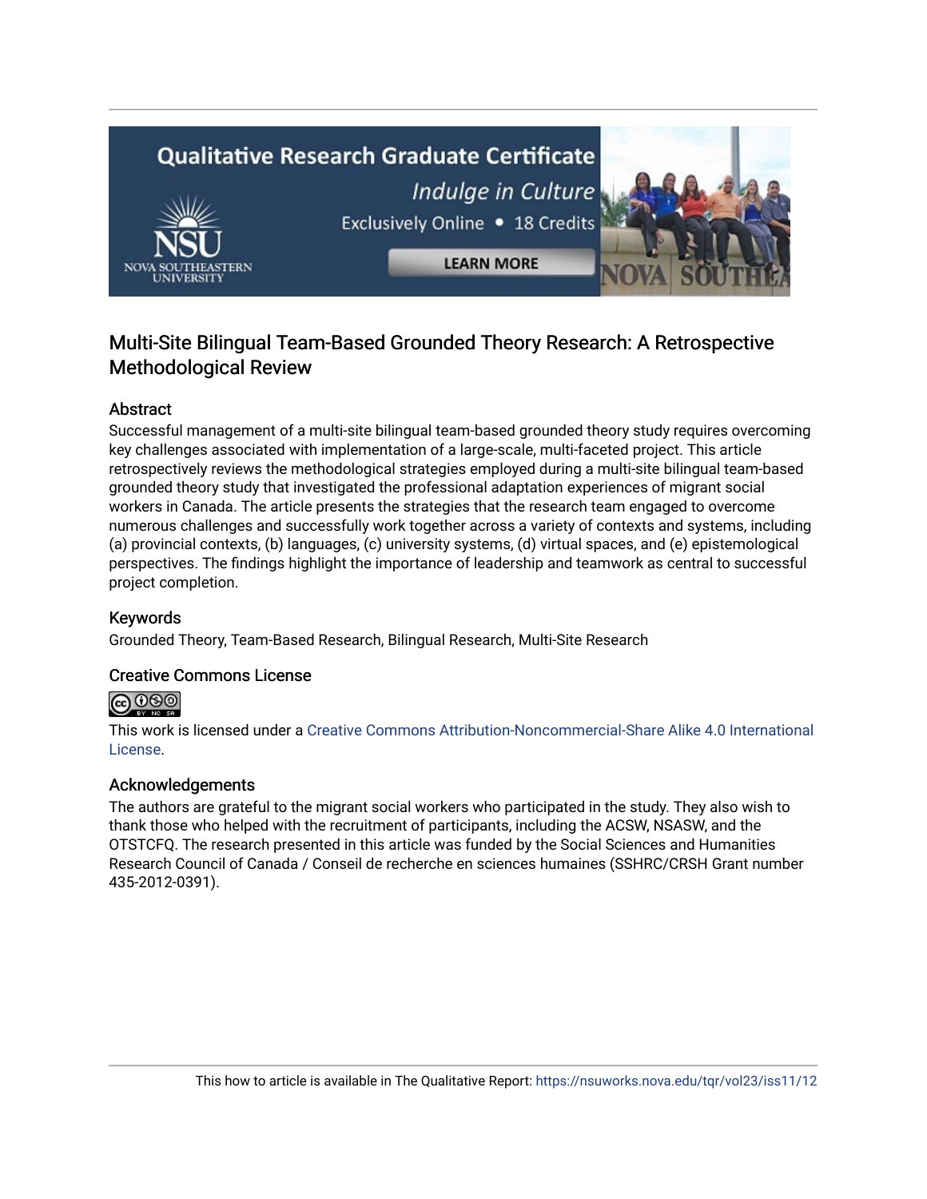# Multi-Site Bilingual Team-Based Grounded Theory Research: A Retrospective Methodological Review

## Abstract

Successful management of a multi-site bilingual team-based grounded theory study requires overcoming key challenges associated with implementation of a large-scale, multi-faceted project. This article retrospectively reviews the methodological strategies employed during a multi-site bilingual team-based grounded theory study that investigated the professional adaptation experiences of migrant social workers in Canada. The article presents the strategies that the research team engaged to overcome numerous challenges and successfully work together across a variety of contexts and systems, including (a) provincial contexts, (b) languages, (c) university systems, (d) virtual spaces, and (e) epistemological perspectives. The findings highlight the importance of leadership and teamwork as central to successful project completion.

## Keywords

Grounded Theory, Team-Based Research, Bilingual Research, Multi-Site Research

## Creative Commons License

This work is licensed under a Creative Commons Attribution-Noncommercial-Share Alike 4.0 International License.

## Acknowledgements

The authors are grateful to the migrant social workers who participated in the study. They also wish to thank those who helped with the recruitment of participants, including the ACSW, NSASW, and the OTSTCFQ. The research presented in this article was funded by the Social Sciences and Humanities Research Council of Canada / Conseil de recherche en sciences humaines (SSHRC/CRSH Grant number 435-2012-0391).

This how to article is available in The Qualitative Report: https://nsuworks.nova.edu/tqr/vol23/iss11/12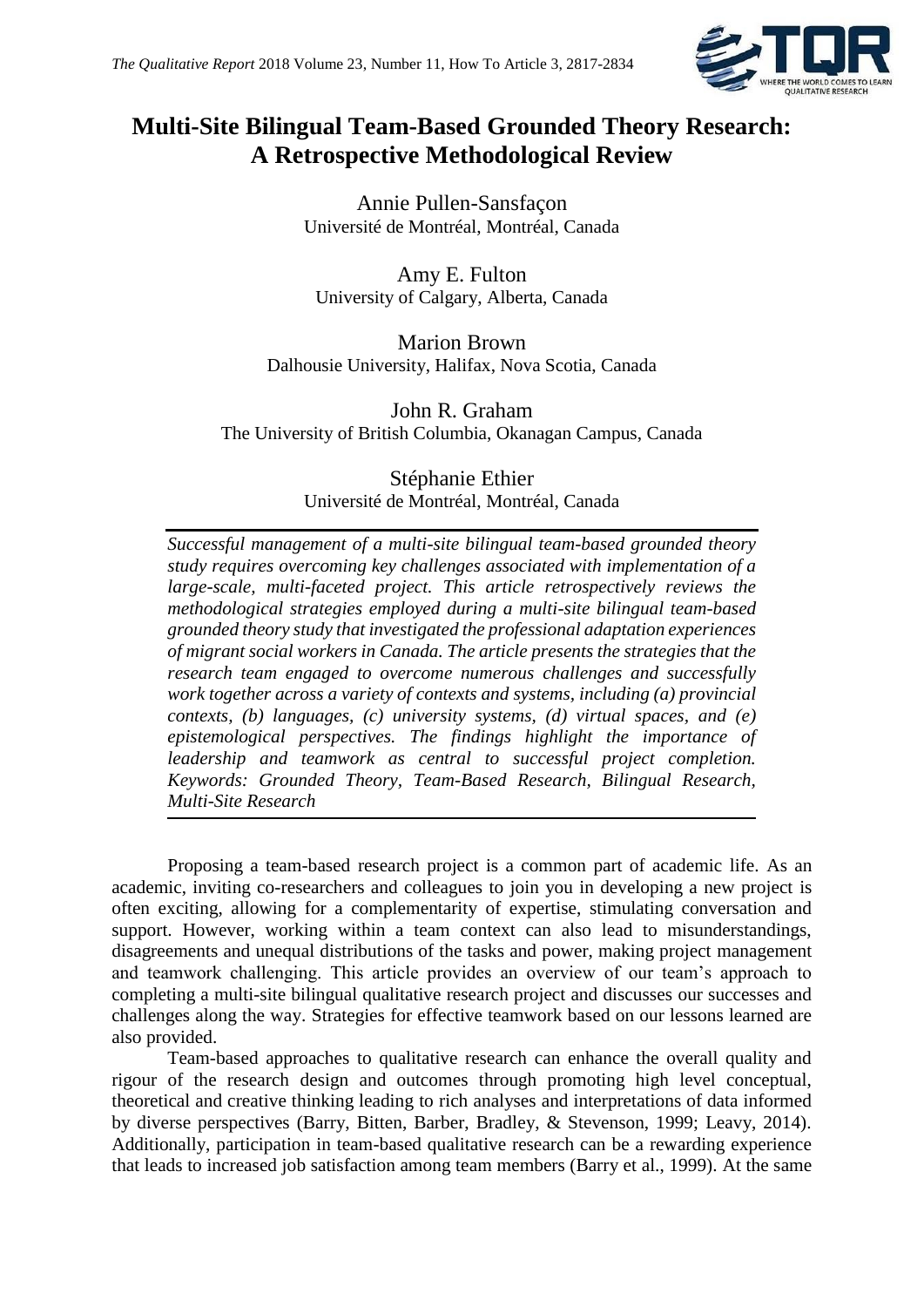# Multi-Site Bilingual Team-Based Grounded Theory Research: A Retrospective Methodological Review

Annie Pullen-Sansfaçon
Université de Montréal, Montréal, Canada

Amy E. Fulton
University of Calgary, Alberta, Canada

Marion Brown
Dalhousie University, Halifax, Nova Scotia, Canada

John R. Graham
The University of British Columbia, Okanagan Campus, Canada

Stéphanie Ethier
Université de Montréal, Montréal, Canada

*Successful management of a multi-site bilingual team-based grounded theory study requires overcoming key challenges associated with implementation of a large-scale, multi-faceted project. This article retrospectively reviews the methodological strategies employed during a multi-site bilingual team-based grounded theory study that investigated the professional adaptation experiences of migrant social workers in Canada. The article presents the strategies that the research team engaged to overcome numerous challenges and successfully work together across a variety of contexts and systems, including (a) provincial contexts, (b) languages, (c) university systems, (d) virtual spaces, and (e) epistemological perspectives. The findings highlight the importance of leadership and teamwork as central to successful project completion. Keywords: Grounded Theory, Team-Based Research, Bilingual Research, Multi-Site Research*

Proposing a team-based research project is a common part of academic life. As an academic, inviting co-researchers and colleagues to join you in developing a new project is often exciting, allowing for a complementarity of expertise, stimulating conversation and support. However, working within a team context can also lead to misunderstandings, disagreements and unequal distributions of the tasks and power, making project management and teamwork challenging. This article provides an overview of our team's approach to completing a multi-site bilingual qualitative research project and discusses our successes and challenges along the way. Strategies for effective teamwork based on our lessons learned are also provided.

Team-based approaches to qualitative research can enhance the overall quality and rigour of the research design and outcomes through promoting high level conceptual, theoretical and creative thinking leading to rich analyses and interpretations of data informed by diverse perspectives (Barry, Bitten, Barber, Bradley, & Stevenson, 1999; Leavy, 2014). Additionally, participation in team-based qualitative research can be a rewarding experience that leads to increased job satisfaction among team members (Barry et al., 1999). At the same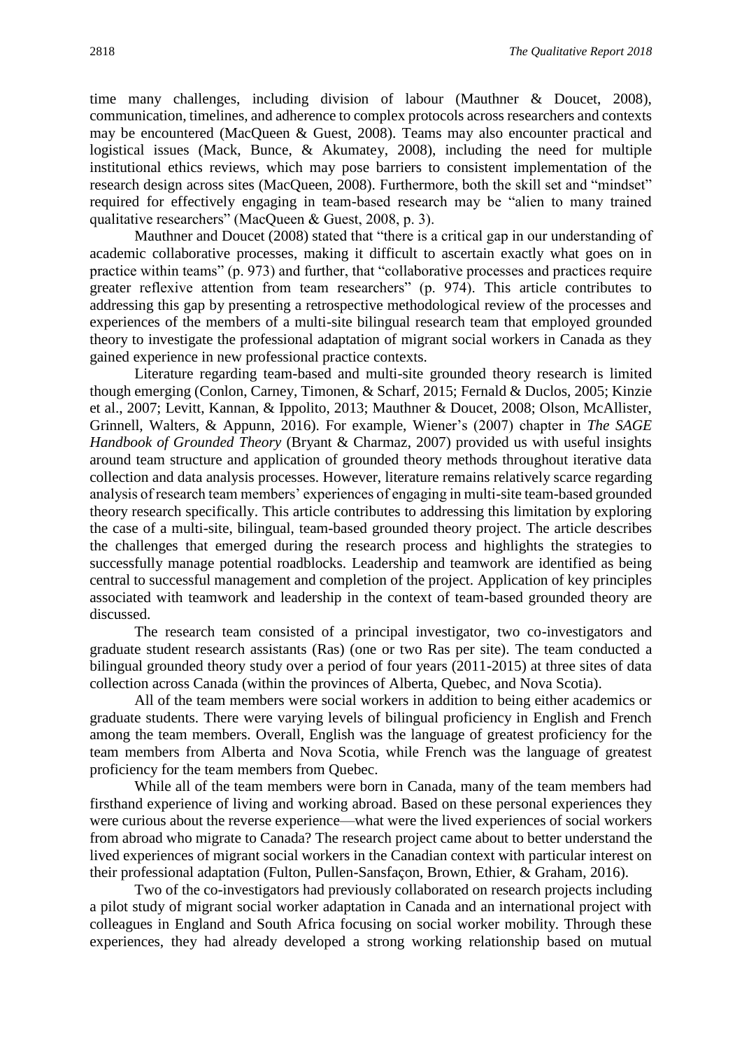time many challenges, including division of labour (Mauthner & Doucet, 2008), communication, timelines, and adherence to complex protocols across researchers and contexts may be encountered (MacQueen & Guest, 2008). Teams may also encounter practical and logistical issues (Mack, Bunce, & Akumatey, 2008), including the need for multiple institutional ethics reviews, which may pose barriers to consistent implementation of the research design across sites (MacQueen, 2008). Furthermore, both the skill set and "mindset" required for effectively engaging in team-based research may be "alien to many trained qualitative researchers" (MacQueen & Guest, 2008, p. 3).

Mauthner and Doucet (2008) stated that "there is a critical gap in our understanding of academic collaborative processes, making it difficult to ascertain exactly what goes on in practice within teams" (p. 973) and further, that "collaborative processes and practices require greater reflexive attention from team researchers" (p. 974). This article contributes to addressing this gap by presenting a retrospective methodological review of the processes and experiences of the members of a multi-site bilingual research team that employed grounded theory to investigate the professional adaptation of migrant social workers in Canada as they gained experience in new professional practice contexts.

Literature regarding team-based and multi-site grounded theory research is limited though emerging (Conlon, Carney, Timonen, & Scharf, 2015; Fernald & Duclos, 2005; Kinzie et al., 2007; Levitt, Kannan, & Ippolito, 2013; Mauthner & Doucet, 2008; Olson, McAllister, Grinnell, Walters, & Appunn, 2016). For example, Wiener's (2007) chapter in *The SAGE Handbook of Grounded Theory* (Bryant & Charmaz, 2007) provided us with useful insights around team structure and application of grounded theory methods throughout iterative data collection and data analysis processes. However, literature remains relatively scarce regarding analysis of research team members' experiences of engaging in multi-site team-based grounded theory research specifically. This article contributes to addressing this limitation by exploring the case of a multi-site, bilingual, team-based grounded theory project. The article describes the challenges that emerged during the research process and highlights the strategies to successfully manage potential roadblocks. Leadership and teamwork are identified as being central to successful management and completion of the project. Application of key principles associated with teamwork and leadership in the context of team-based grounded theory are discussed.

The research team consisted of a principal investigator, two co-investigators and graduate student research assistants (Ras) (one or two Ras per site). The team conducted a bilingual grounded theory study over a period of four years (2011-2015) at three sites of data collection across Canada (within the provinces of Alberta, Quebec, and Nova Scotia).

All of the team members were social workers in addition to being either academics or graduate students. There were varying levels of bilingual proficiency in English and French among the team members. Overall, English was the language of greatest proficiency for the team members from Alberta and Nova Scotia, while French was the language of greatest proficiency for the team members from Quebec.

While all of the team members were born in Canada, many of the team members had firsthand experience of living and working abroad. Based on these personal experiences they were curious about the reverse experience—what were the lived experiences of social workers from abroad who migrate to Canada? The research project came about to better understand the lived experiences of migrant social workers in the Canadian context with particular interest on their professional adaptation (Fulton, Pullen-Sansfaçon, Brown, Ethier, & Graham, 2016).

Two of the co-investigators had previously collaborated on research projects including a pilot study of migrant social worker adaptation in Canada and an international project with colleagues in England and South Africa focusing on social worker mobility. Through these experiences, they had already developed a strong working relationship based on mutual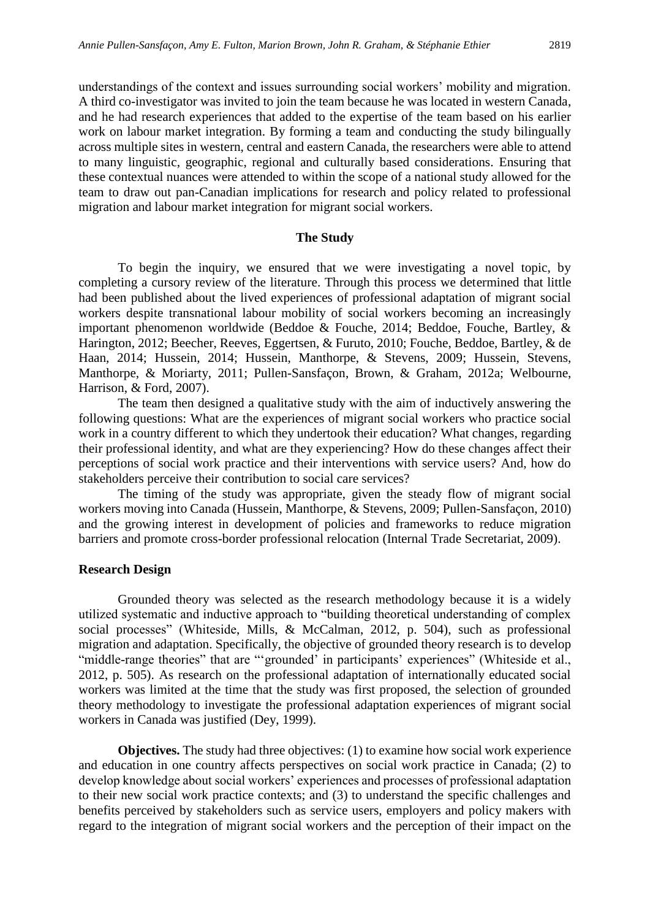understandings of the context and issues surrounding social workers' mobility and migration. A third co-investigator was invited to join the team because he was located in western Canada, and he had research experiences that added to the expertise of the team based on his earlier work on labour market integration. By forming a team and conducting the study bilingually across multiple sites in western, central and eastern Canada, the researchers were able to attend to many linguistic, geographic, regional and culturally based considerations. Ensuring that these contextual nuances were attended to within the scope of a national study allowed for the team to draw out pan-Canadian implications for research and policy related to professional migration and labour market integration for migrant social workers.

## The Study

To begin the inquiry, we ensured that we were investigating a novel topic, by completing a cursory review of the literature. Through this process we determined that little had been published about the lived experiences of professional adaptation of migrant social workers despite transnational labour mobility of social workers becoming an increasingly important phenomenon worldwide (Beddoe & Fouche, 2014; Beddoe, Fouche, Bartley, & Harington, 2012; Beecher, Reeves, Eggertsen, & Furuto, 2010; Fouche, Beddoe, Bartley, & de Haan, 2014; Hussein, 2014; Hussein, Manthorpe, & Stevens, 2009; Hussein, Stevens, Manthorpe, & Moriarty, 2011; Pullen-Sansfaçon, Brown, & Graham, 2012a; Welbourne, Harrison, & Ford, 2007).

The team then designed a qualitative study with the aim of inductively answering the following questions: What are the experiences of migrant social workers who practice social work in a country different to which they undertook their education? What changes, regarding their professional identity, and what are they experiencing? How do these changes affect their perceptions of social work practice and their interventions with service users? And, how do stakeholders perceive their contribution to social care services?

The timing of the study was appropriate, given the steady flow of migrant social workers moving into Canada (Hussein, Manthorpe, & Stevens, 2009; Pullen-Sansfaçon, 2010) and the growing interest in development of policies and frameworks to reduce migration barriers and promote cross-border professional relocation (Internal Trade Secretariat, 2009).

### Research Design

Grounded theory was selected as the research methodology because it is a widely utilized systematic and inductive approach to "building theoretical understanding of complex social processes" (Whiteside, Mills, & McCalman, 2012, p. 504), such as professional migration and adaptation. Specifically, the objective of grounded theory research is to develop "middle-range theories" that are "'grounded' in participants' experiences" (Whiteside et al., 2012, p. 505). As research on the professional adaptation of internationally educated social workers was limited at the time that the study was first proposed, the selection of grounded theory methodology to investigate the professional adaptation experiences of migrant social workers in Canada was justified (Dey, 1999).

**Objectives.** The study had three objectives: (1) to examine how social work experience and education in one country affects perspectives on social work practice in Canada; (2) to develop knowledge about social workers' experiences and processes of professional adaptation to their new social work practice contexts; and (3) to understand the specific challenges and benefits perceived by stakeholders such as service users, employers and policy makers with regard to the integration of migrant social workers and the perception of their impact on the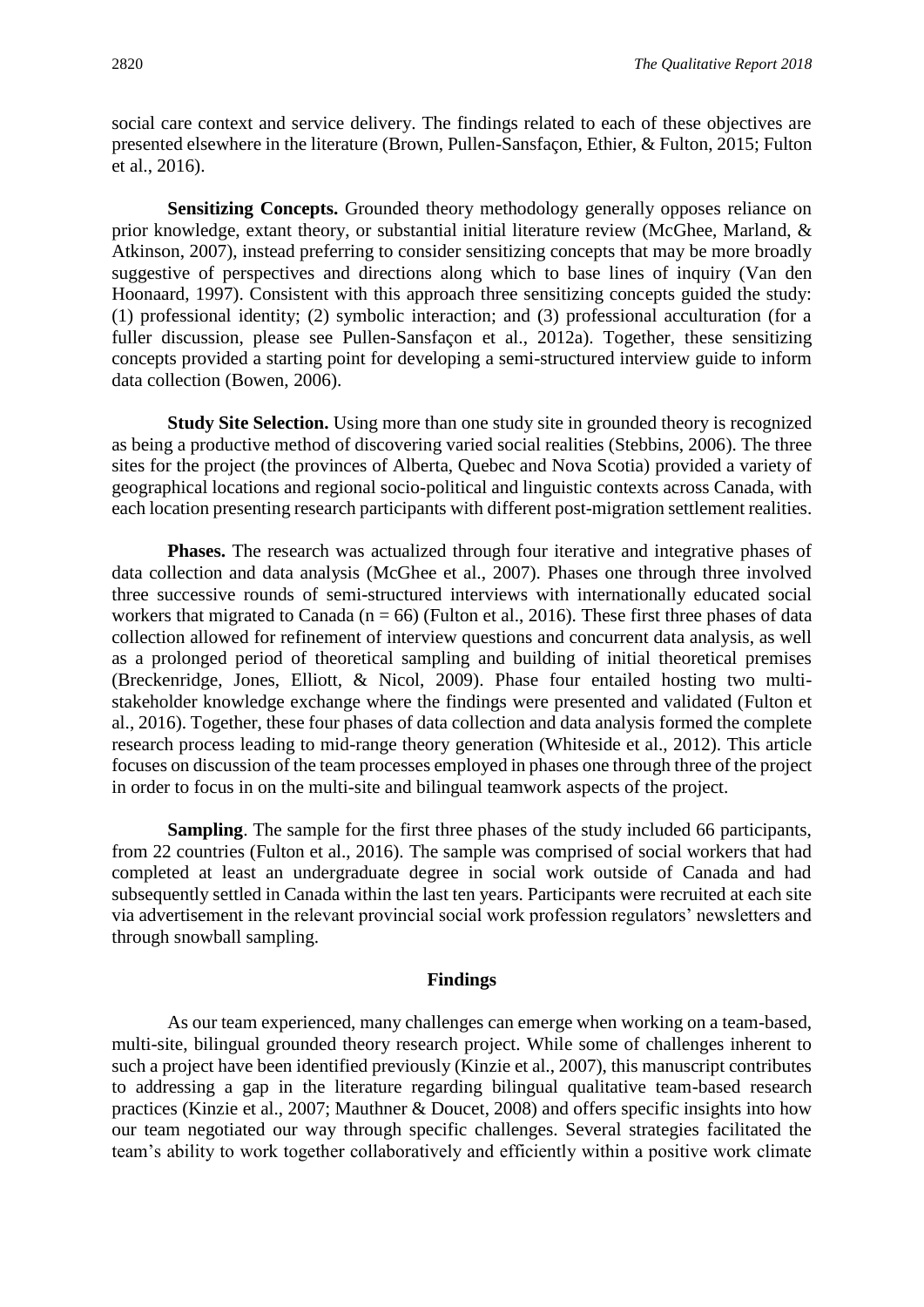social care context and service delivery. The findings related to each of these objectives are presented elsewhere in the literature (Brown, Pullen-Sansfaçon, Ethier, & Fulton, 2015; Fulton et al., 2016).

**Sensitizing Concepts.** Grounded theory methodology generally opposes reliance on prior knowledge, extant theory, or substantial initial literature review (McGhee, Marland, & Atkinson, 2007), instead preferring to consider sensitizing concepts that may be more broadly suggestive of perspectives and directions along which to base lines of inquiry (Van den Hoonaard, 1997). Consistent with this approach three sensitizing concepts guided the study: (1) professional identity; (2) symbolic interaction; and (3) professional acculturation (for a fuller discussion, please see Pullen-Sansfaçon et al., 2012a). Together, these sensitizing concepts provided a starting point for developing a semi-structured interview guide to inform data collection (Bowen, 2006).

**Study Site Selection.** Using more than one study site in grounded theory is recognized as being a productive method of discovering varied social realities (Stebbins, 2006). The three sites for the project (the provinces of Alberta, Quebec and Nova Scotia) provided a variety of geographical locations and regional socio-political and linguistic contexts across Canada, with each location presenting research participants with different post-migration settlement realities.

**Phases.** The research was actualized through four iterative and integrative phases of data collection and data analysis (McGhee et al., 2007). Phases one through three involved three successive rounds of semi-structured interviews with internationally educated social workers that migrated to Canada ($n = 66$) (Fulton et al., 2016). These first three phases of data collection allowed for refinement of interview questions and concurrent data analysis, as well as a prolonged period of theoretical sampling and building of initial theoretical premises (Breckenridge, Jones, Elliott, & Nicol, 2009). Phase four entailed hosting two multi-stakeholder knowledge exchange where the findings were presented and validated (Fulton et al., 2016). Together, these four phases of data collection and data analysis formed the complete research process leading to mid-range theory generation (Whiteside et al., 2012). This article focuses on discussion of the team processes employed in phases one through three of the project in order to focus in on the multi-site and bilingual teamwork aspects of the project.

**Sampling**. The sample for the first three phases of the study included 66 participants, from 22 countries (Fulton et al., 2016). The sample was comprised of social workers that had completed at least an undergraduate degree in social work outside of Canada and had subsequently settled in Canada within the last ten years. Participants were recruited at each site via advertisement in the relevant provincial social work profession regulators' newsletters and through snowball sampling.

## Findings

As our team experienced, many challenges can emerge when working on a team-based, multi-site, bilingual grounded theory research project. While some of challenges inherent to such a project have been identified previously (Kinzie et al., 2007), this manuscript contributes to addressing a gap in the literature regarding bilingual qualitative team-based research practices (Kinzie et al., 2007; Mauthner & Doucet, 2008) and offers specific insights into how our team negotiated our way through specific challenges. Several strategies facilitated the team's ability to work together collaboratively and efficiently within a positive work climate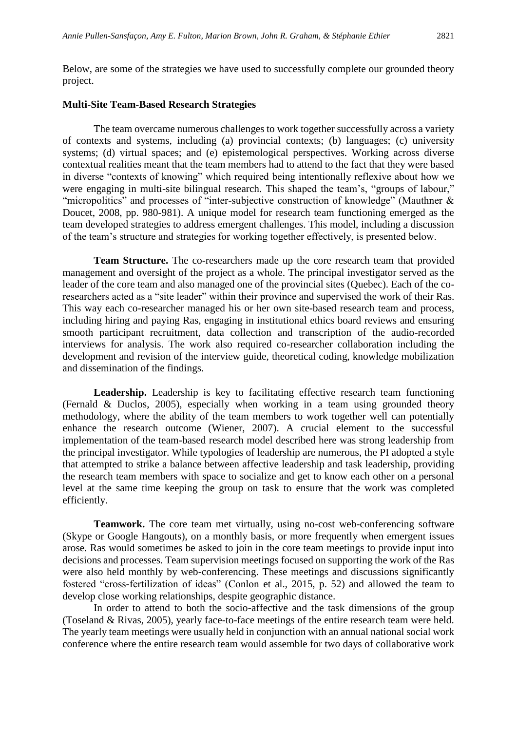Below, are some of the strategies we have used to successfully complete our grounded theory project.

## Multi-Site Team-Based Research Strategies

The team overcame numerous challenges to work together successfully across a variety of contexts and systems, including (a) provincial contexts; (b) languages; (c) university systems; (d) virtual spaces; and (e) epistemological perspectives. Working across diverse contextual realities meant that the team members had to attend to the fact that they were based in diverse "contexts of knowing" which required being intentionally reflexive about how we were engaging in multi-site bilingual research. This shaped the team's, "groups of labour," "micropolitics" and processes of "inter-subjective construction of knowledge" (Mauthner & Doucet, 2008, pp. 980-981). A unique model for research team functioning emerged as the team developed strategies to address emergent challenges. This model, including a discussion of the team's structure and strategies for working together effectively, is presented below.

**Team Structure.** The co-researchers made up the core research team that provided management and oversight of the project as a whole. The principal investigator served as the leader of the core team and also managed one of the provincial sites (Quebec). Each of the co-researchers acted as a "site leader" within their province and supervised the work of their Ras. This way each co-researcher managed his or her own site-based research team and process, including hiring and paying Ras, engaging in institutional ethics board reviews and ensuring smooth participant recruitment, data collection and transcription of the audio-recorded interviews for analysis. The work also required co-researcher collaboration including the development and revision of the interview guide, theoretical coding, knowledge mobilization and dissemination of the findings.

**Leadership.** Leadership is key to facilitating effective research team functioning (Fernald & Duclos, 2005), especially when working in a team using grounded theory methodology, where the ability of the team members to work together well can potentially enhance the research outcome (Wiener, 2007). A crucial element to the successful implementation of the team-based research model described here was strong leadership from the principal investigator. While typologies of leadership are numerous, the PI adopted a style that attempted to strike a balance between affective leadership and task leadership, providing the research team members with space to socialize and get to know each other on a personal level at the same time keeping the group on task to ensure that the work was completed efficiently.

**Teamwork.** The core team met virtually, using no-cost web-conferencing software (Skype or Google Hangouts), on a monthly basis, or more frequently when emergent issues arose. Ras would sometimes be asked to join in the core team meetings to provide input into decisions and processes. Team supervision meetings focused on supporting the work of the Ras were also held monthly by web-conferencing. These meetings and discussions significantly fostered "cross-fertilization of ideas" (Conlon et al., 2015, p. 52) and allowed the team to develop close working relationships, despite geographic distance.

In order to attend to both the socio-affective and the task dimensions of the group (Toseland & Rivas, 2005), yearly face-to-face meetings of the entire research team were held. The yearly team meetings were usually held in conjunction with an annual national social work conference where the entire research team would assemble for two days of collaborative work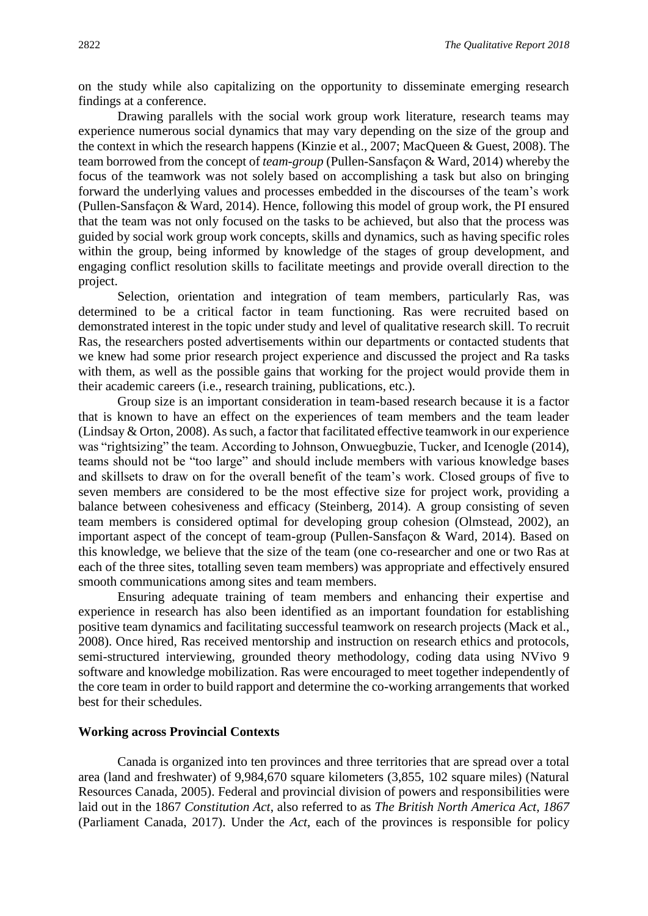on the study while also capitalizing on the opportunity to disseminate emerging research findings at a conference.

Drawing parallels with the social work group work literature, research teams may experience numerous social dynamics that may vary depending on the size of the group and the context in which the research happens (Kinzie et al., 2007; MacQueen & Guest, 2008). The team borrowed from the concept of *team-group* (Pullen-Sansfaçon & Ward, 2014) whereby the focus of the teamwork was not solely based on accomplishing a task but also on bringing forward the underlying values and processes embedded in the discourses of the team's work (Pullen-Sansfaçon & Ward, 2014). Hence, following this model of group work, the PI ensured that the team was not only focused on the tasks to be achieved, but also that the process was guided by social work group work concepts, skills and dynamics, such as having specific roles within the group, being informed by knowledge of the stages of group development, and engaging conflict resolution skills to facilitate meetings and provide overall direction to the project.

Selection, orientation and integration of team members, particularly Ras, was determined to be a critical factor in team functioning. Ras were recruited based on demonstrated interest in the topic under study and level of qualitative research skill. To recruit Ras, the researchers posted advertisements within our departments or contacted students that we knew had some prior research project experience and discussed the project and Ra tasks with them, as well as the possible gains that working for the project would provide them in their academic careers (i.e., research training, publications, etc.).

Group size is an important consideration in team-based research because it is a factor that is known to have an effect on the experiences of team members and the team leader (Lindsay & Orton, 2008). As such, a factor that facilitated effective teamwork in our experience was "rightsizing" the team. According to Johnson, Onwuegbuzie, Tucker, and Icenogle (2014), teams should not be "too large" and should include members with various knowledge bases and skillsets to draw on for the overall benefit of the team's work. Closed groups of five to seven members are considered to be the most effective size for project work, providing a balance between cohesiveness and efficacy (Steinberg, 2014). A group consisting of seven team members is considered optimal for developing group cohesion (Olmstead, 2002), an important aspect of the concept of team-group (Pullen-Sansfaçon & Ward, 2014). Based on this knowledge, we believe that the size of the team (one co-researcher and one or two Ras at each of the three sites, totalling seven team members) was appropriate and effectively ensured smooth communications among sites and team members.

Ensuring adequate training of team members and enhancing their expertise and experience in research has also been identified as an important foundation for establishing positive team dynamics and facilitating successful teamwork on research projects (Mack et al., 2008). Once hired, Ras received mentorship and instruction on research ethics and protocols, semi-structured interviewing, grounded theory methodology, coding data using NVivo 9 software and knowledge mobilization. Ras were encouraged to meet together independently of the core team in order to build rapport and determine the co-working arrangements that worked best for their schedules.

### Working across Provincial Contexts

Canada is organized into ten provinces and three territories that are spread over a total area (land and freshwater) of 9,984,670 square kilometers (3,855, 102 square miles) (Natural Resources Canada, 2005). Federal and provincial division of powers and responsibilities were laid out in the 1867 *Constitution Act*, also referred to as *The British North America Act, 1867* (Parliament Canada, 2017). Under the *Act*, each of the provinces is responsible for policy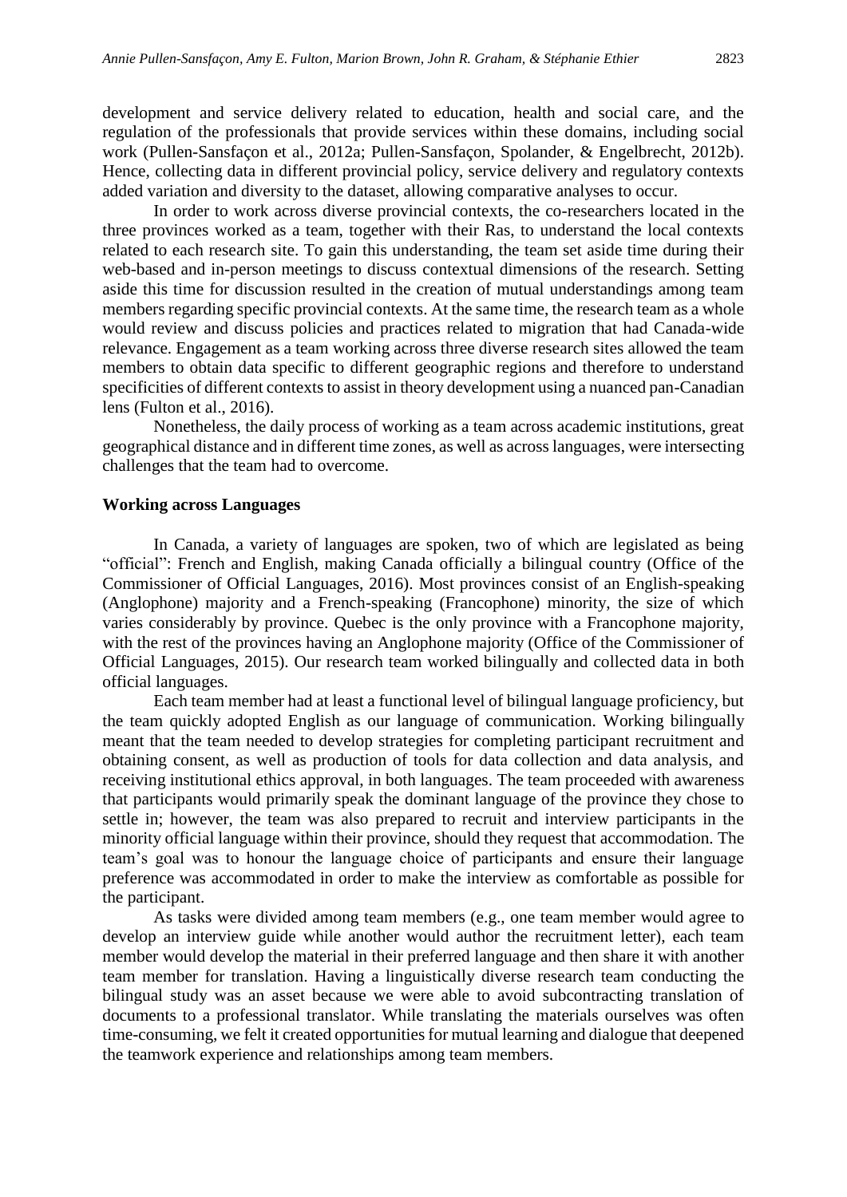development and service delivery related to education, health and social care, and the regulation of the professionals that provide services within these domains, including social work (Pullen-Sansfaçon et al., 2012a; Pullen-Sansfaçon, Spolander, & Engelbrecht, 2012b). Hence, collecting data in different provincial policy, service delivery and regulatory contexts added variation and diversity to the dataset, allowing comparative analyses to occur.

In order to work across diverse provincial contexts, the co-researchers located in the three provinces worked as a team, together with their Ras, to understand the local contexts related to each research site. To gain this understanding, the team set aside time during their web-based and in-person meetings to discuss contextual dimensions of the research. Setting aside this time for discussion resulted in the creation of mutual understandings among team members regarding specific provincial contexts. At the same time, the research team as a whole would review and discuss policies and practices related to migration that had Canada-wide relevance. Engagement as a team working across three diverse research sites allowed the team members to obtain data specific to different geographic regions and therefore to understand specificities of different contexts to assist in theory development using a nuanced pan-Canadian lens (Fulton et al., 2016).

Nonetheless, the daily process of working as a team across academic institutions, great geographical distance and in different time zones, as well as across languages, were intersecting challenges that the team had to overcome.

**Working across Languages**

In Canada, a variety of languages are spoken, two of which are legislated as being "official": French and English, making Canada officially a bilingual country (Office of the Commissioner of Official Languages, 2016). Most provinces consist of an English-speaking (Anglophone) majority and a French-speaking (Francophone) minority, the size of which varies considerably by province. Quebec is the only province with a Francophone majority, with the rest of the provinces having an Anglophone majority (Office of the Commissioner of Official Languages, 2015). Our research team worked bilingually and collected data in both official languages.

Each team member had at least a functional level of bilingual language proficiency, but the team quickly adopted English as our language of communication. Working bilingually meant that the team needed to develop strategies for completing participant recruitment and obtaining consent, as well as production of tools for data collection and data analysis, and receiving institutional ethics approval, in both languages. The team proceeded with awareness that participants would primarily speak the dominant language of the province they chose to settle in; however, the team was also prepared to recruit and interview participants in the minority official language within their province, should they request that accommodation. The team's goal was to honour the language choice of participants and ensure their language preference was accommodated in order to make the interview as comfortable as possible for the participant.

As tasks were divided among team members (e.g., one team member would agree to develop an interview guide while another would author the recruitment letter), each team member would develop the material in their preferred language and then share it with another team member for translation. Having a linguistically diverse research team conducting the bilingual study was an asset because we were able to avoid subcontracting translation of documents to a professional translator. While translating the materials ourselves was often time-consuming, we felt it created opportunities for mutual learning and dialogue that deepened the teamwork experience and relationships among team members.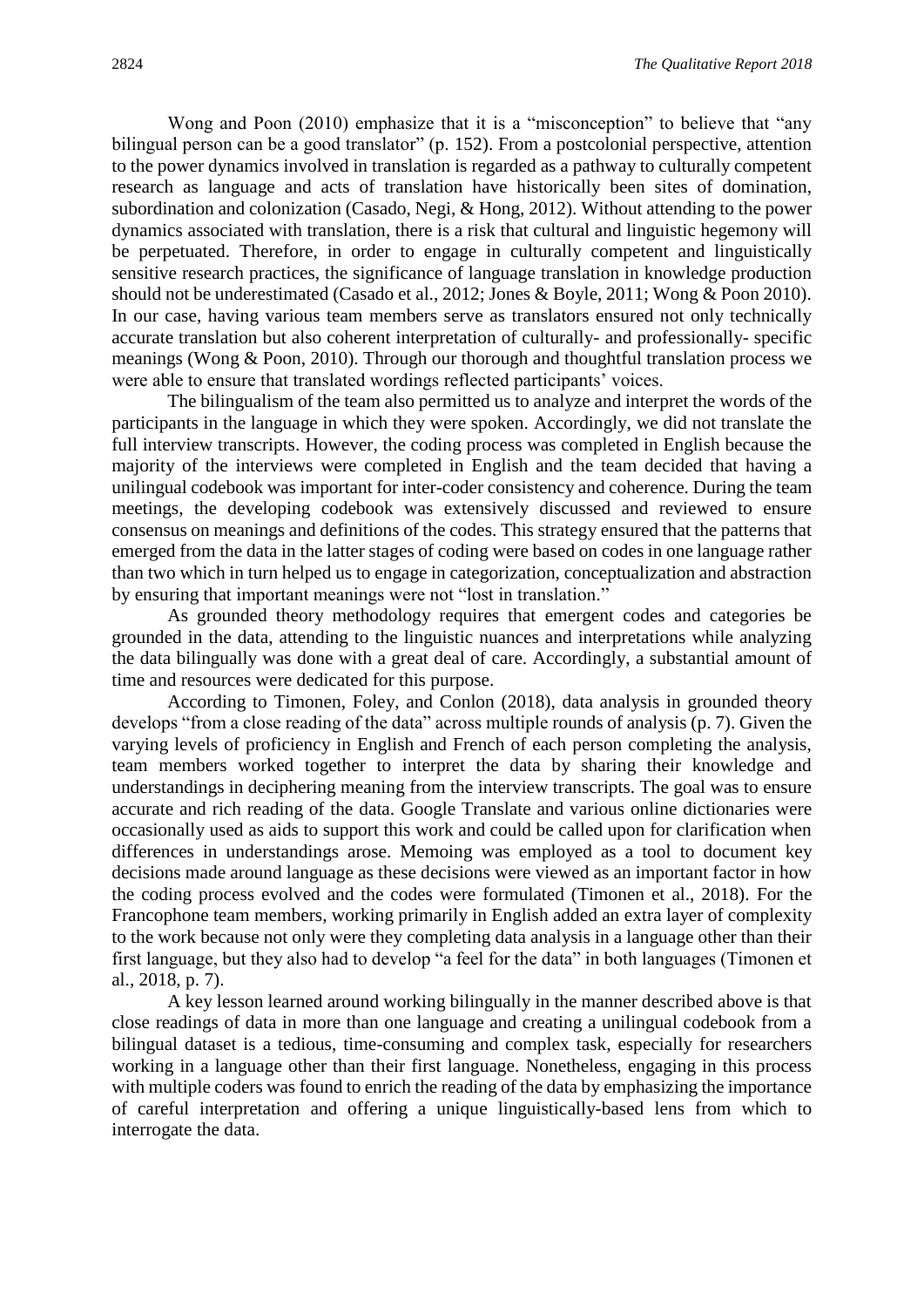Wong and Poon (2010) emphasize that it is a "misconception" to believe that "any bilingual person can be a good translator" (p. 152). From a postcolonial perspective, attention to the power dynamics involved in translation is regarded as a pathway to culturally competent research as language and acts of translation have historically been sites of domination, subordination and colonization (Casado, Negi, & Hong, 2012). Without attending to the power dynamics associated with translation, there is a risk that cultural and linguistic hegemony will be perpetuated. Therefore, in order to engage in culturally competent and linguistically sensitive research practices, the significance of language translation in knowledge production should not be underestimated (Casado et al., 2012; Jones & Boyle, 2011; Wong & Poon 2010). In our case, having various team members serve as translators ensured not only technically accurate translation but also coherent interpretation of culturally- and professionally- specific meanings (Wong & Poon, 2010). Through our thorough and thoughtful translation process we were able to ensure that translated wordings reflected participants' voices.

The bilingualism of the team also permitted us to analyze and interpret the words of the participants in the language in which they were spoken. Accordingly, we did not translate the full interview transcripts. However, the coding process was completed in English because the majority of the interviews were completed in English and the team decided that having a unilingual codebook was important for inter-coder consistency and coherence. During the team meetings, the developing codebook was extensively discussed and reviewed to ensure consensus on meanings and definitions of the codes. This strategy ensured that the patterns that emerged from the data in the latter stages of coding were based on codes in one language rather than two which in turn helped us to engage in categorization, conceptualization and abstraction by ensuring that important meanings were not "lost in translation."

As grounded theory methodology requires that emergent codes and categories be grounded in the data, attending to the linguistic nuances and interpretations while analyzing the data bilingually was done with a great deal of care. Accordingly, a substantial amount of time and resources were dedicated for this purpose.

According to Timonen, Foley, and Conlon (2018), data analysis in grounded theory develops "from a close reading of the data" across multiple rounds of analysis (p. 7). Given the varying levels of proficiency in English and French of each person completing the analysis, team members worked together to interpret the data by sharing their knowledge and understandings in deciphering meaning from the interview transcripts. The goal was to ensure accurate and rich reading of the data. Google Translate and various online dictionaries were occasionally used as aids to support this work and could be called upon for clarification when differences in understandings arose. Memoing was employed as a tool to document key decisions made around language as these decisions were viewed as an important factor in how the coding process evolved and the codes were formulated (Timonen et al., 2018). For the Francophone team members, working primarily in English added an extra layer of complexity to the work because not only were they completing data analysis in a language other than their first language, but they also had to develop "a feel for the data" in both languages (Timonen et al., 2018, p. 7).

A key lesson learned around working bilingually in the manner described above is that close readings of data in more than one language and creating a unilingual codebook from a bilingual dataset is a tedious, time-consuming and complex task, especially for researchers working in a language other than their first language. Nonetheless, engaging in this process with multiple coders was found to enrich the reading of the data by emphasizing the importance of careful interpretation and offering a unique linguistically-based lens from which to interrogate the data.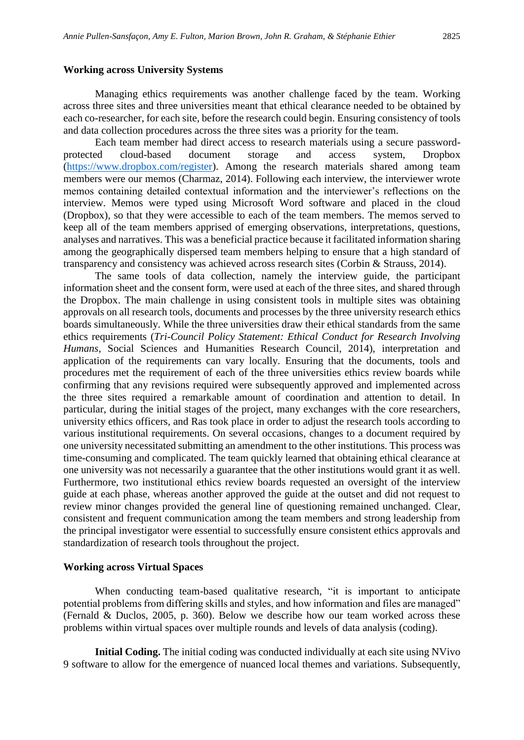### Working across University Systems

Managing ethics requirements was another challenge faced by the team. Working across three sites and three universities meant that ethical clearance needed to be obtained by each co-researcher, for each site, before the research could begin. Ensuring consistency of tools and data collection procedures across the three sites was a priority for the team.

Each team member had direct access to research materials using a secure password-protected cloud-based document storage and access system, Dropbox (https://www.dropbox.com/register). Among the research materials shared among team members were our memos (Charmaz, 2014). Following each interview, the interviewer wrote memos containing detailed contextual information and the interviewer's reflections on the interview. Memos were typed using Microsoft Word software and placed in the cloud (Dropbox), so that they were accessible to each of the team members. The memos served to keep all of the team members apprised of emerging observations, interpretations, questions, analyses and narratives. This was a beneficial practice because it facilitated information sharing among the geographically dispersed team members helping to ensure that a high standard of transparency and consistency was achieved across research sites (Corbin & Strauss, 2014).

The same tools of data collection, namely the interview guide, the participant information sheet and the consent form, were used at each of the three sites, and shared through the Dropbox. The main challenge in using consistent tools in multiple sites was obtaining approvals on all research tools, documents and processes by the three university research ethics boards simultaneously. While the three universities draw their ethical standards from the same ethics requirements (*Tri-Council Policy Statement: Ethical Conduct for Research Involving Humans*, Social Sciences and Humanities Research Council, 2014), interpretation and application of the requirements can vary locally. Ensuring that the documents, tools and procedures met the requirement of each of the three universities ethics review boards while confirming that any revisions required were subsequently approved and implemented across the three sites required a remarkable amount of coordination and attention to detail. In particular, during the initial stages of the project, many exchanges with the core researchers, university ethics officers, and Ras took place in order to adjust the research tools according to various institutional requirements. On several occasions, changes to a document required by one university necessitated submitting an amendment to the other institutions. This process was time-consuming and complicated. The team quickly learned that obtaining ethical clearance at one university was not necessarily a guarantee that the other institutions would grant it as well. Furthermore, two institutional ethics review boards requested an oversight of the interview guide at each phase, whereas another approved the guide at the outset and did not request to review minor changes provided the general line of questioning remained unchanged. Clear, consistent and frequent communication among the team members and strong leadership from the principal investigator were essential to successfully ensure consistent ethics approvals and standardization of research tools throughout the project.

### Working across Virtual Spaces

When conducting team-based qualitative research, "it is important to anticipate potential problems from differing skills and styles, and how information and files are managed" (Fernald & Duclos, 2005, p. 360). Below we describe how our team worked across these problems within virtual spaces over multiple rounds and levels of data analysis (coding).

**Initial Coding.** The initial coding was conducted individually at each site using NVivo 9 software to allow for the emergence of nuanced local themes and variations. Subsequently,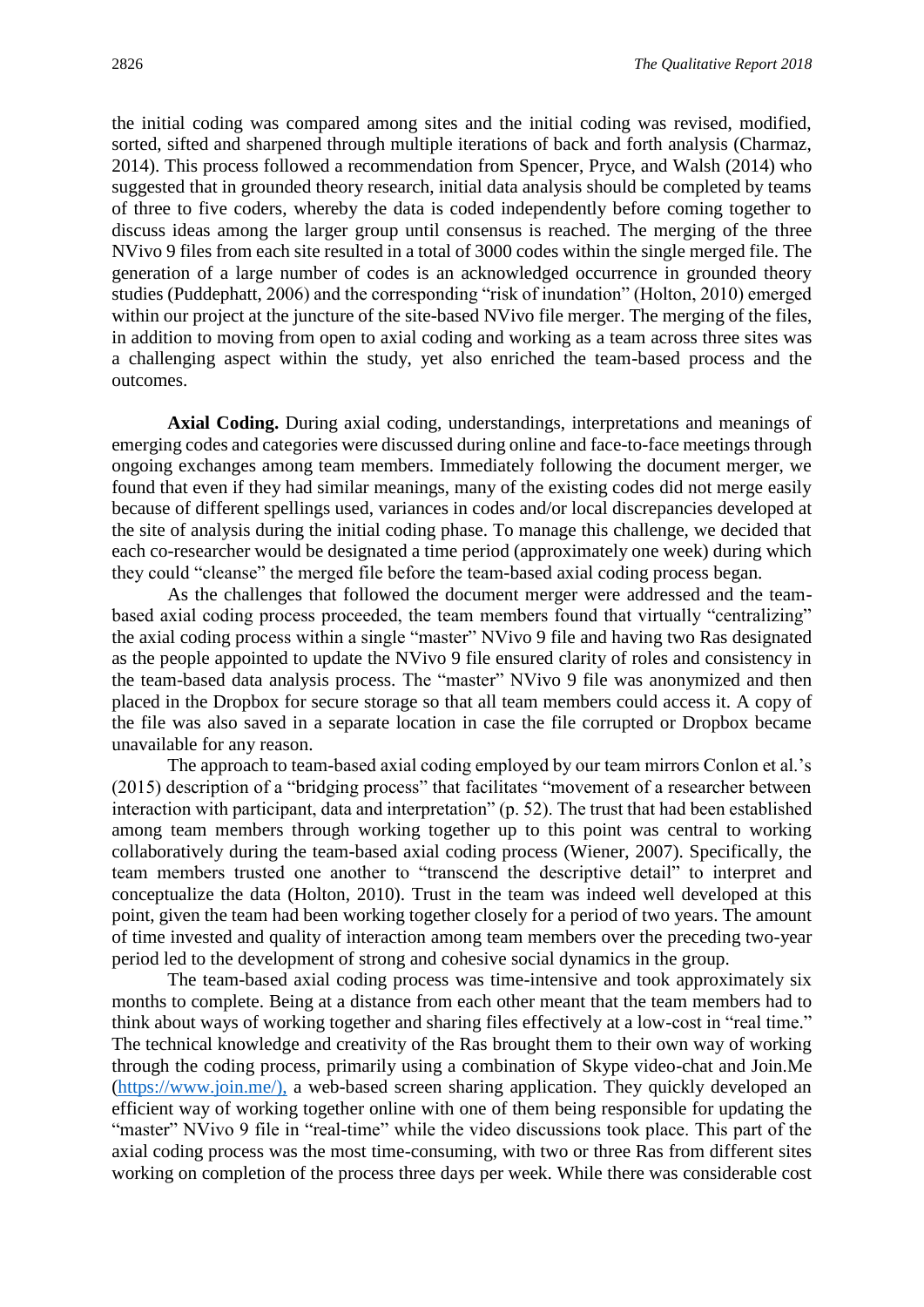the initial coding was compared among sites and the initial coding was revised, modified, sorted, sifted and sharpened through multiple iterations of back and forth analysis (Charmaz, 2014). This process followed a recommendation from Spencer, Pryce, and Walsh (2014) who suggested that in grounded theory research, initial data analysis should be completed by teams of three to five coders, whereby the data is coded independently before coming together to discuss ideas among the larger group until consensus is reached. The merging of the three NVivo 9 files from each site resulted in a total of 3000 codes within the single merged file. The generation of a large number of codes is an acknowledged occurrence in grounded theory studies (Puddephatt, 2006) and the corresponding "risk of inundation" (Holton, 2010) emerged within our project at the juncture of the site-based NVivo file merger. The merging of the files, in addition to moving from open to axial coding and working as a team across three sites was a challenging aspect within the study, yet also enriched the team-based process and the outcomes.

**Axial Coding.** During axial coding, understandings, interpretations and meanings of emerging codes and categories were discussed during online and face-to-face meetings through ongoing exchanges among team members. Immediately following the document merger, we found that even if they had similar meanings, many of the existing codes did not merge easily because of different spellings used, variances in codes and/or local discrepancies developed at the site of analysis during the initial coding phase. To manage this challenge, we decided that each co-researcher would be designated a time period (approximately one week) during which they could "cleanse" the merged file before the team-based axial coding process began.

As the challenges that followed the document merger were addressed and the team-based axial coding process proceeded, the team members found that virtually "centralizing" the axial coding process within a single "master" NVivo 9 file and having two Ras designated as the people appointed to update the NVivo 9 file ensured clarity of roles and consistency in the team-based data analysis process. The "master" NVivo 9 file was anonymized and then placed in the Dropbox for secure storage so that all team members could access it. A copy of the file was also saved in a separate location in case the file corrupted or Dropbox became unavailable for any reason.

The approach to team-based axial coding employed by our team mirrors Conlon et al.'s (2015) description of a "bridging process" that facilitates "movement of a researcher between interaction with participant, data and interpretation" (p. 52). The trust that had been established among team members through working together up to this point was central to working collaboratively during the team-based axial coding process (Wiener, 2007). Specifically, the team members trusted one another to "transcend the descriptive detail" to interpret and conceptualize the data (Holton, 2010). Trust in the team was indeed well developed at this point, given the team had been working together closely for a period of two years. The amount of time invested and quality of interaction among team members over the preceding two-year period led to the development of strong and cohesive social dynamics in the group.

The team-based axial coding process was time-intensive and took approximately six months to complete. Being at a distance from each other meant that the team members had to think about ways of working together and sharing files effectively at a low-cost in "real time." The technical knowledge and creativity of the Ras brought them to their own way of working through the coding process, primarily using a combination of Skype video-chat and Join.Me (https://www.join.me/), a web-based screen sharing application. They quickly developed an efficient way of working together online with one of them being responsible for updating the "master" NVivo 9 file in "real-time" while the video discussions took place. This part of the axial coding process was the most time-consuming, with two or three Ras from different sites working on completion of the process three days per week. While there was considerable cost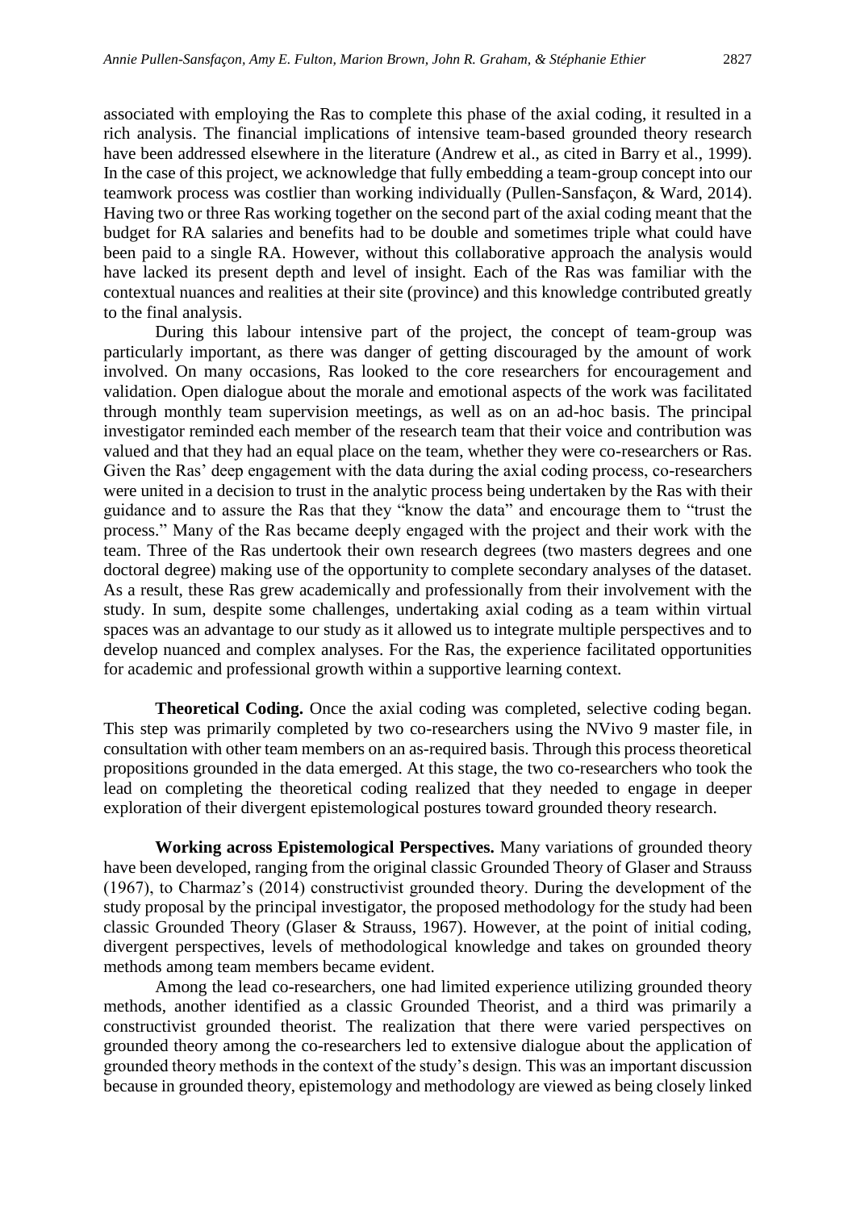associated with employing the Ras to complete this phase of the axial coding, it resulted in a rich analysis. The financial implications of intensive team-based grounded theory research have been addressed elsewhere in the literature (Andrew et al., as cited in Barry et al., 1999). In the case of this project, we acknowledge that fully embedding a team-group concept into our teamwork process was costlier than working individually (Pullen-Sansfaçon, & Ward, 2014). Having two or three Ras working together on the second part of the axial coding meant that the budget for RA salaries and benefits had to be double and sometimes triple what could have been paid to a single RA. However, without this collaborative approach the analysis would have lacked its present depth and level of insight. Each of the Ras was familiar with the contextual nuances and realities at their site (province) and this knowledge contributed greatly to the final analysis.

During this labour intensive part of the project, the concept of team-group was particularly important, as there was danger of getting discouraged by the amount of work involved. On many occasions, Ras looked to the core researchers for encouragement and validation. Open dialogue about the morale and emotional aspects of the work was facilitated through monthly team supervision meetings, as well as on an ad-hoc basis. The principal investigator reminded each member of the research team that their voice and contribution was valued and that they had an equal place on the team, whether they were co-researchers or Ras. Given the Ras' deep engagement with the data during the axial coding process, co-researchers were united in a decision to trust in the analytic process being undertaken by the Ras with their guidance and to assure the Ras that they "know the data" and encourage them to "trust the process." Many of the Ras became deeply engaged with the project and their work with the team. Three of the Ras undertook their own research degrees (two masters degrees and one doctoral degree) making use of the opportunity to complete secondary analyses of the dataset. As a result, these Ras grew academically and professionally from their involvement with the study. In sum, despite some challenges, undertaking axial coding as a team within virtual spaces was an advantage to our study as it allowed us to integrate multiple perspectives and to develop nuanced and complex analyses. For the Ras, the experience facilitated opportunities for academic and professional growth within a supportive learning context.

**Theoretical Coding.** Once the axial coding was completed, selective coding began. This step was primarily completed by two co-researchers using the NVivo 9 master file, in consultation with other team members on an as-required basis. Through this process theoretical propositions grounded in the data emerged. At this stage, the two co-researchers who took the lead on completing the theoretical coding realized that they needed to engage in deeper exploration of their divergent epistemological postures toward grounded theory research.

**Working across Epistemological Perspectives.** Many variations of grounded theory have been developed, ranging from the original classic Grounded Theory of Glaser and Strauss (1967), to Charmaz's (2014) constructivist grounded theory. During the development of the study proposal by the principal investigator, the proposed methodology for the study had been classic Grounded Theory (Glaser & Strauss, 1967). However, at the point of initial coding, divergent perspectives, levels of methodological knowledge and takes on grounded theory methods among team members became evident.

Among the lead co-researchers, one had limited experience utilizing grounded theory methods, another identified as a classic Grounded Theorist, and a third was primarily a constructivist grounded theorist. The realization that there were varied perspectives on grounded theory among the co-researchers led to extensive dialogue about the application of grounded theory methods in the context of the study's design. This was an important discussion because in grounded theory, epistemology and methodology are viewed as being closely linked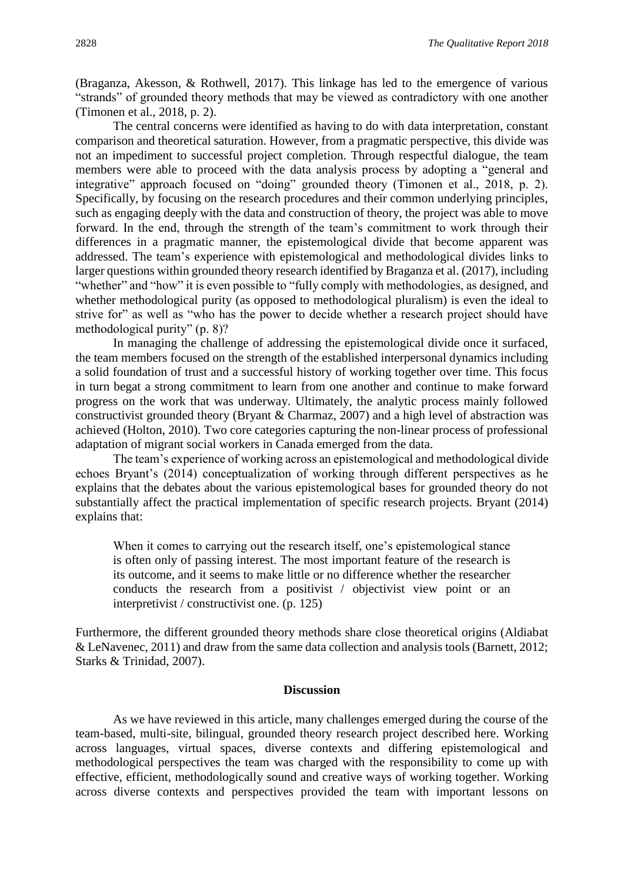(Braganza, Akesson, & Rothwell, 2017). This linkage has led to the emergence of various "strands" of grounded theory methods that may be viewed as contradictory with one another (Timonen et al., 2018, p. 2).

The central concerns were identified as having to do with data interpretation, constant comparison and theoretical saturation. However, from a pragmatic perspective, this divide was not an impediment to successful project completion. Through respectful dialogue, the team members were able to proceed with the data analysis process by adopting a "general and integrative" approach focused on "doing" grounded theory (Timonen et al., 2018, p. 2). Specifically, by focusing on the research procedures and their common underlying principles, such as engaging deeply with the data and construction of theory, the project was able to move forward. In the end, through the strength of the team's commitment to work through their differences in a pragmatic manner, the epistemological divide that become apparent was addressed. The team's experience with epistemological and methodological divides links to larger questions within grounded theory research identified by Braganza et al. (2017), including "whether" and "how" it is even possible to "fully comply with methodologies, as designed, and whether methodological purity (as opposed to methodological pluralism) is even the ideal to strive for" as well as "who has the power to decide whether a research project should have methodological purity" (p. 8)?

In managing the challenge of addressing the epistemological divide once it surfaced, the team members focused on the strength of the established interpersonal dynamics including a solid foundation of trust and a successful history of working together over time. This focus in turn begat a strong commitment to learn from one another and continue to make forward progress on the work that was underway. Ultimately, the analytic process mainly followed constructivist grounded theory (Bryant & Charmaz, 2007) and a high level of abstraction was achieved (Holton, 2010). Two core categories capturing the non-linear process of professional adaptation of migrant social workers in Canada emerged from the data.

The team's experience of working across an epistemological and methodological divide echoes Bryant's (2014) conceptualization of working through different perspectives as he explains that the debates about the various epistemological bases for grounded theory do not substantially affect the practical implementation of specific research projects. Bryant (2014) explains that:

> When it comes to carrying out the research itself, one's epistemological stance is often only of passing interest. The most important feature of the research is its outcome, and it seems to make little or no difference whether the researcher conducts the research from a positivist / objectivist view point or an interpretivist / constructivist one. (p. 125)

Furthermore, the different grounded theory methods share close theoretical origins (Aldiabat & LeNavenec, 2011) and draw from the same data collection and analysis tools (Barnett, 2012; Starks & Trinidad, 2007).

## Discussion

As we have reviewed in this article, many challenges emerged during the course of the team-based, multi-site, bilingual, grounded theory research project described here. Working across languages, virtual spaces, diverse contexts and differing epistemological and methodological perspectives the team was charged with the responsibility to come up with effective, efficient, methodologically sound and creative ways of working together. Working across diverse contexts and perspectives provided the team with important lessons on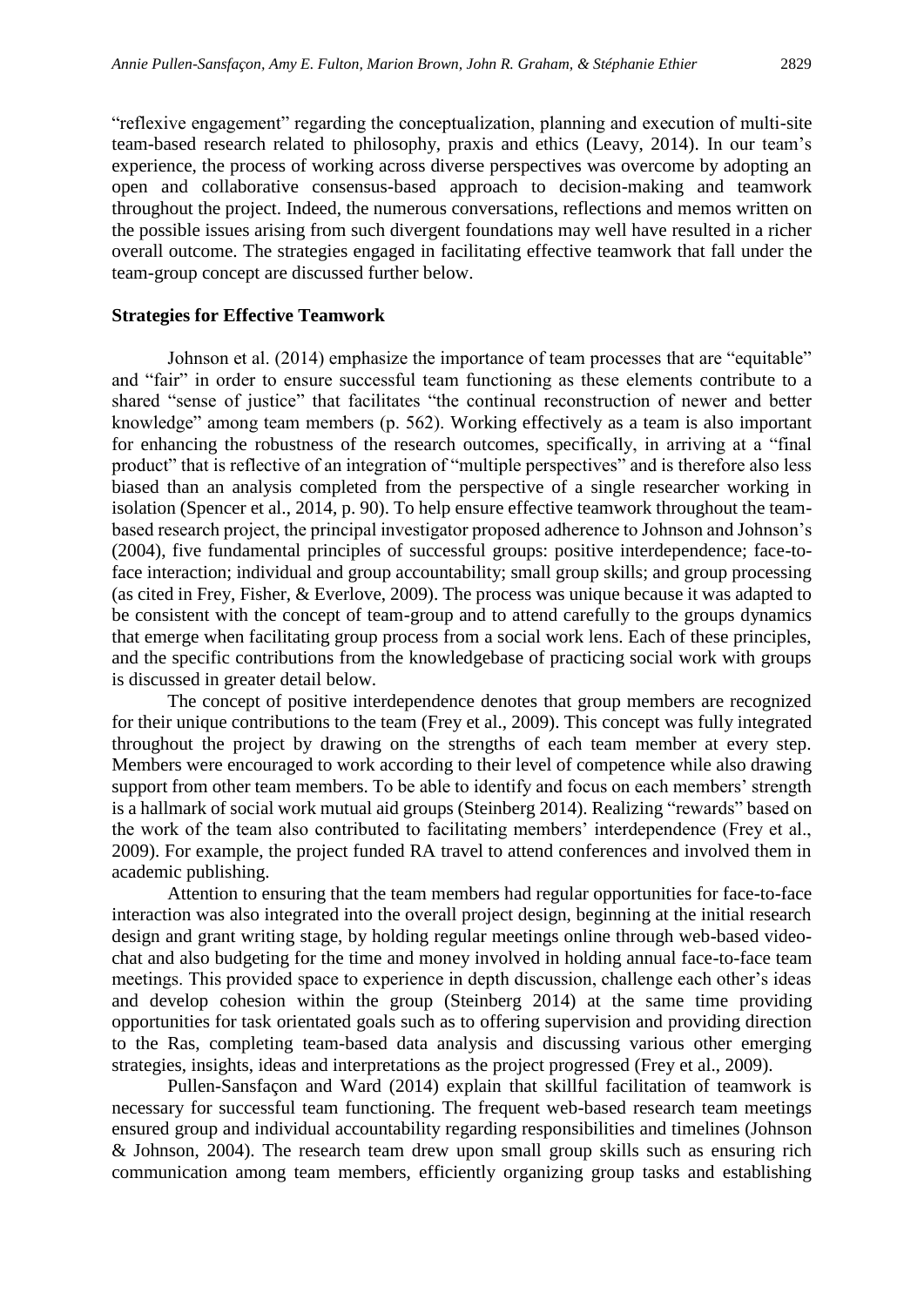"reflexive engagement" regarding the conceptualization, planning and execution of multi-site team-based research related to philosophy, praxis and ethics (Leavy, 2014). In our team's experience, the process of working across diverse perspectives was overcome by adopting an open and collaborative consensus-based approach to decision-making and teamwork throughout the project. Indeed, the numerous conversations, reflections and memos written on the possible issues arising from such divergent foundations may well have resulted in a richer overall outcome. The strategies engaged in facilitating effective teamwork that fall under the team-group concept are discussed further below.

**Strategies for Effective Teamwork**

Johnson et al. (2014) emphasize the importance of team processes that are "equitable" and "fair" in order to ensure successful team functioning as these elements contribute to a shared "sense of justice" that facilitates "the continual reconstruction of newer and better knowledge" among team members (p. 562). Working effectively as a team is also important for enhancing the robustness of the research outcomes, specifically, in arriving at a "final product" that is reflective of an integration of "multiple perspectives" and is therefore also less biased than an analysis completed from the perspective of a single researcher working in isolation (Spencer et al., 2014, p. 90). To help ensure effective teamwork throughout the team-based research project, the principal investigator proposed adherence to Johnson and Johnson's (2004), five fundamental principles of successful groups: positive interdependence; face-to-face interaction; individual and group accountability; small group skills; and group processing (as cited in Frey, Fisher, & Everlove, 2009). The process was unique because it was adapted to be consistent with the concept of team-group and to attend carefully to the groups dynamics that emerge when facilitating group process from a social work lens. Each of these principles, and the specific contributions from the knowledgebase of practicing social work with groups is discussed in greater detail below.

The concept of positive interdependence denotes that group members are recognized for their unique contributions to the team (Frey et al., 2009). This concept was fully integrated throughout the project by drawing on the strengths of each team member at every step. Members were encouraged to work according to their level of competence while also drawing support from other team members. To be able to identify and focus on each members' strength is a hallmark of social work mutual aid groups (Steinberg 2014). Realizing "rewards" based on the work of the team also contributed to facilitating members' interdependence (Frey et al., 2009). For example, the project funded RA travel to attend conferences and involved them in academic publishing.

Attention to ensuring that the team members had regular opportunities for face-to-face interaction was also integrated into the overall project design, beginning at the initial research design and grant writing stage, by holding regular meetings online through web-based video-chat and also budgeting for the time and money involved in holding annual face-to-face team meetings. This provided space to experience in depth discussion, challenge each other's ideas and develop cohesion within the group (Steinberg 2014) at the same time providing opportunities for task orientated goals such as to offering supervision and providing direction to the Ras, completing team-based data analysis and discussing various other emerging strategies, insights, ideas and interpretations as the project progressed (Frey et al., 2009).

Pullen-Sansfaçon and Ward (2014) explain that skillful facilitation of teamwork is necessary for successful team functioning. The frequent web-based research team meetings ensured group and individual accountability regarding responsibilities and timelines (Johnson & Johnson, 2004). The research team drew upon small group skills such as ensuring rich communication among team members, efficiently organizing group tasks and establishing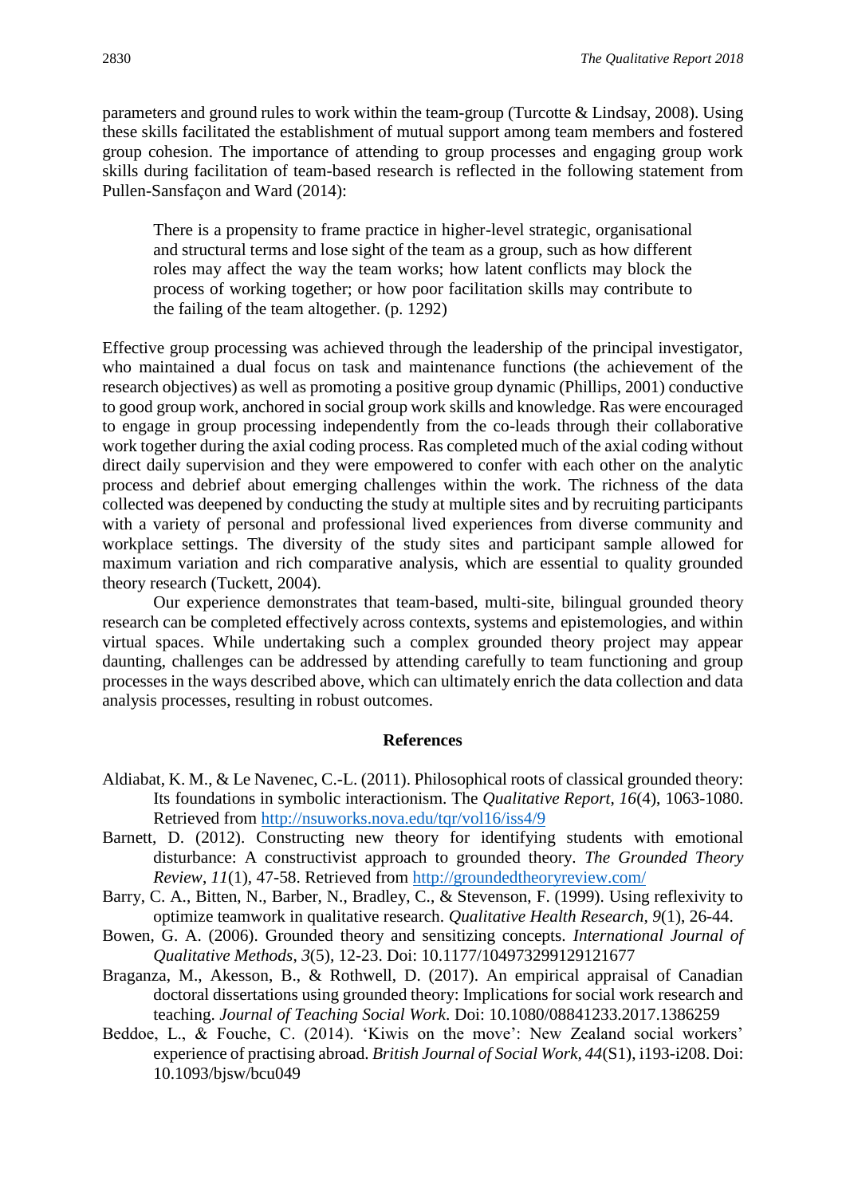parameters and ground rules to work within the team-group (Turcotte & Lindsay, 2008). Using these skills facilitated the establishment of mutual support among team members and fostered group cohesion. The importance of attending to group processes and engaging group work skills during facilitation of team-based research is reflected in the following statement from Pullen-Sansfaçon and Ward (2014):

> There is a propensity to frame practice in higher-level strategic, organisational and structural terms and lose sight of the team as a group, such as how different roles may affect the way the team works; how latent conflicts may block the process of working together; or how poor facilitation skills may contribute to the failing of the team altogether. (p. 1292)

Effective group processing was achieved through the leadership of the principal investigator, who maintained a dual focus on task and maintenance functions (the achievement of the research objectives) as well as promoting a positive group dynamic (Phillips, 2001) conductive to good group work, anchored in social group work skills and knowledge. Ras were encouraged to engage in group processing independently from the co-leads through their collaborative work together during the axial coding process. Ras completed much of the axial coding without direct daily supervision and they were empowered to confer with each other on the analytic process and debrief about emerging challenges within the work. The richness of the data collected was deepened by conducting the study at multiple sites and by recruiting participants with a variety of personal and professional lived experiences from diverse community and workplace settings. The diversity of the study sites and participant sample allowed for maximum variation and rich comparative analysis, which are essential to quality grounded theory research (Tuckett, 2004).

Our experience demonstrates that team-based, multi-site, bilingual grounded theory research can be completed effectively across contexts, systems and epistemologies, and within virtual spaces. While undertaking such a complex grounded theory project may appear daunting, challenges can be addressed by attending carefully to team functioning and group processes in the ways described above, which can ultimately enrich the data collection and data analysis processes, resulting in robust outcomes.

## References

Aldiabat, K. M., & Le Navenec, C.-L. (2011). Philosophical roots of classical grounded theory: Its foundations in symbolic interactionism. The *Qualitative Report*, *16*(4), 1063-1080. Retrieved from http://nsuworks.nova.edu/tqr/vol16/iss4/9

Barnett, D. (2012). Constructing new theory for identifying students with emotional disturbance: A constructivist approach to grounded theory. *The Grounded Theory Review*, *11*(1), 47-58. Retrieved from http://groundedtheoryreview.com/

Barry, C. A., Bitten, N., Barber, N., Bradley, C., & Stevenson, F. (1999). Using reflexivity to optimize teamwork in qualitative research. *Qualitative Health Research*, *9*(1), 26-44.

Bowen, G. A. (2006). Grounded theory and sensitizing concepts. *International Journal of Qualitative Methods*, *3*(5), 12-23. Doi: 10.1177/160940690600500304

Braganza, M., Akesson, B., & Rothwell, D. (2017). An empirical appraisal of Canadian doctoral dissertations using grounded theory: Implications for social work research and teaching. *Journal of Teaching Social Work*. Doi: 10.1080/08841233.2017.1386259

Beddoe, L., & Fouche, C. (2014). 'Kiwis on the move': New Zealand social workers' experience of practising abroad. *British Journal of Social Work*, *44*(S1), i193-i208. Doi: 10.1093/bjsw/bcu049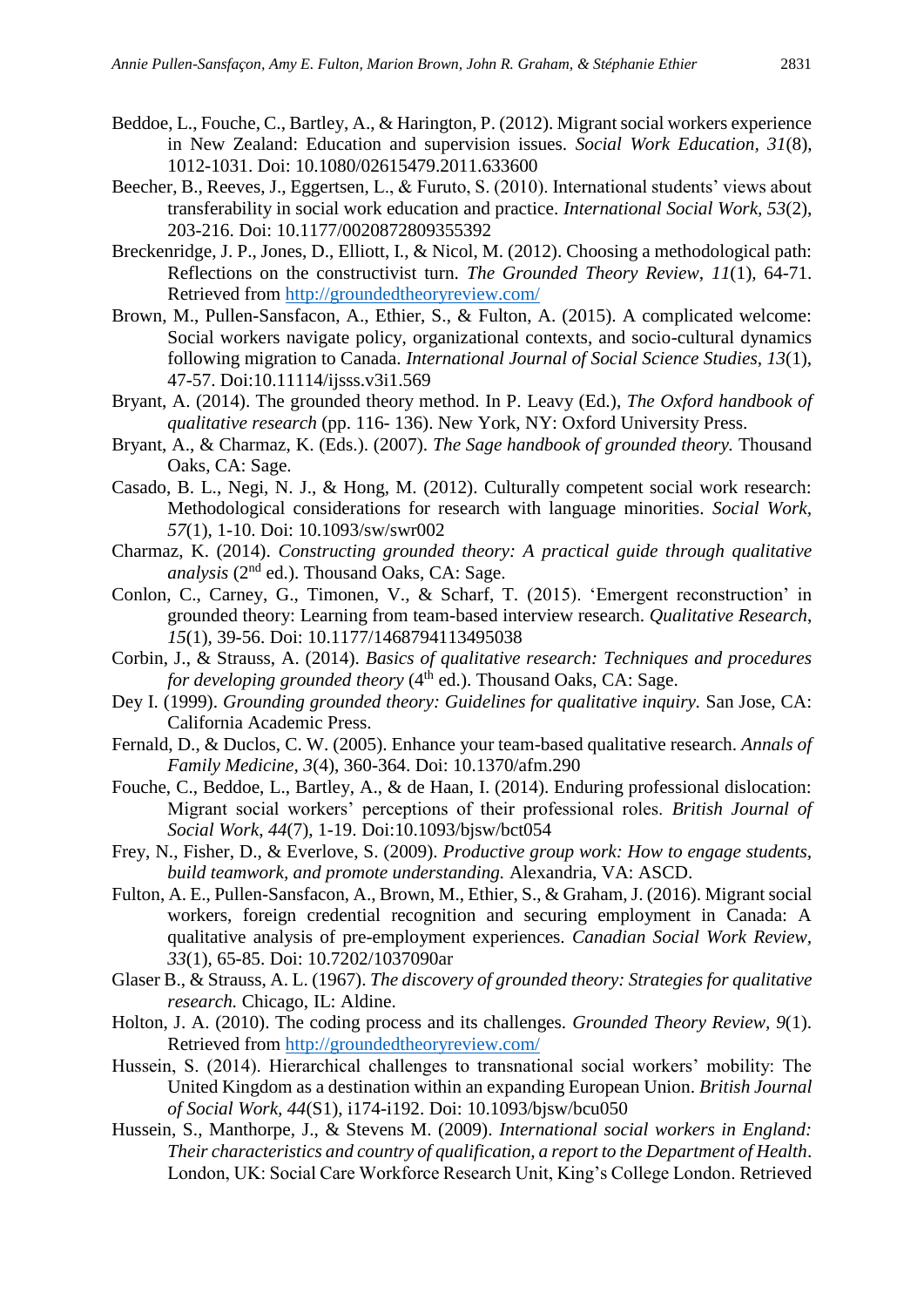Beddoe, L., Fouche, C., Bartley, A., & Harington, P. (2012). Migrant social workers experience in New Zealand: Education and supervision issues. *Social Work Education*, *31*(8), 1012-1031. Doi: 10.1080/02615479.2011.633600

Beecher, B., Reeves, J., Eggertsen, L., & Furuto, S. (2010). International students' views about transferability in social work education and practice. *International Social Work, 53*(2), 203-216. Doi: 10.1177/0020872809355392

Breckenridge, J. P., Jones, D., Elliott, I., & Nicol, M. (2012). Choosing a methodological path: Reflections on the constructivist turn. *The Grounded Theory Review*, *11*(1), 64-71. Retrieved from http://groundedtheoryreview.com/

Brown, M., Pullen-Sansfacon, A., Ethier, S., & Fulton, A. (2015). A complicated welcome: Social workers navigate policy, organizational contexts, and socio-cultural dynamics following migration to Canada. *International Journal of Social Science Studies*, *13*(1), 47-57. Doi:10.11114/ijsss.v3i1.569

Bryant, A. (2014). The grounded theory method. In P. Leavy (Ed.), *The Oxford handbook of qualitative research* (pp. 116- 136). New York, NY: Oxford University Press.

Bryant, A., & Charmaz, K. (Eds.). (2007). *The Sage handbook of grounded theory.* Thousand Oaks, CA: Sage.

Casado, B. L., Negi, N. J., & Hong, M. (2012). Culturally competent social work research: Methodological considerations for research with language minorities. *Social Work, 57*(1), 1-10. Doi: 10.1093/sw/swr002

Charmaz, K. (2014). *Constructing grounded theory: A practical guide through qualitative analysis* (2nd ed.). Thousand Oaks, CA: Sage.

Conlon, C., Carney, G., Timonen, V., & Scharf, T. (2015). 'Emergent reconstruction' in grounded theory: Learning from team-based interview research. *Qualitative Research*, *15*(1), 39-56. Doi: 10.1177/1468794113495038

Corbin, J., & Strauss, A. (2014). *Basics of qualitative research: Techniques and procedures for developing grounded theory* (4th ed.). Thousand Oaks, CA: Sage.

Dey I. (1999). *Grounding grounded theory: Guidelines for qualitative inquiry.* San Jose, CA: California Academic Press.

Fernald, D., & Duclos, C. W. (2005). Enhance your team-based qualitative research. *Annals of Family Medicine, 3*(4), 360-364. Doi: 10.1370/afm.290

Fouche, C., Beddoe, L., Bartley, A., & de Haan, I. (2014). Enduring professional dislocation: Migrant social workers' perceptions of their professional roles. *British Journal of Social Work*, *44*(7), 1-19. Doi:10.1093/bjsw/bct054

Frey, N., Fisher, D., & Everlove, S. (2009). *Productive group work: How to engage students, build teamwork, and promote understanding.* Alexandria, VA: ASCD.

Fulton, A. E., Pullen-Sansfacon, A., Brown, M., Ethier, S., & Graham, J. (2016). Migrant social workers, foreign credential recognition and securing employment in Canada: A qualitative analysis of pre-employment experiences. *Canadian Social Work Review, 33*(1), 65-85. Doi: 10.7202/1037090ar

Glaser B., & Strauss, A. L. (1967). *The discovery of grounded theory: Strategies for qualitative research.* Chicago, IL: Aldine.

Holton, J. A. (2010). The coding process and its challenges. *Grounded Theory Review, 9*(1). Retrieved from http://groundedtheoryreview.com/

Hussein, S. (2014). Hierarchical challenges to transnational social workers' mobility: The United Kingdom as a destination within an expanding European Union. *British Journal of Social Work, 44*(S1), i174-i192. Doi: 10.1093/bjsw/bcu050

Hussein, S., Manthorpe, J., & Stevens M. (2009). *International social workers in England: Their characteristics and country of qualification, a report to the Department of Health*. London, UK: Social Care Workforce Research Unit, King's College London. Retrieved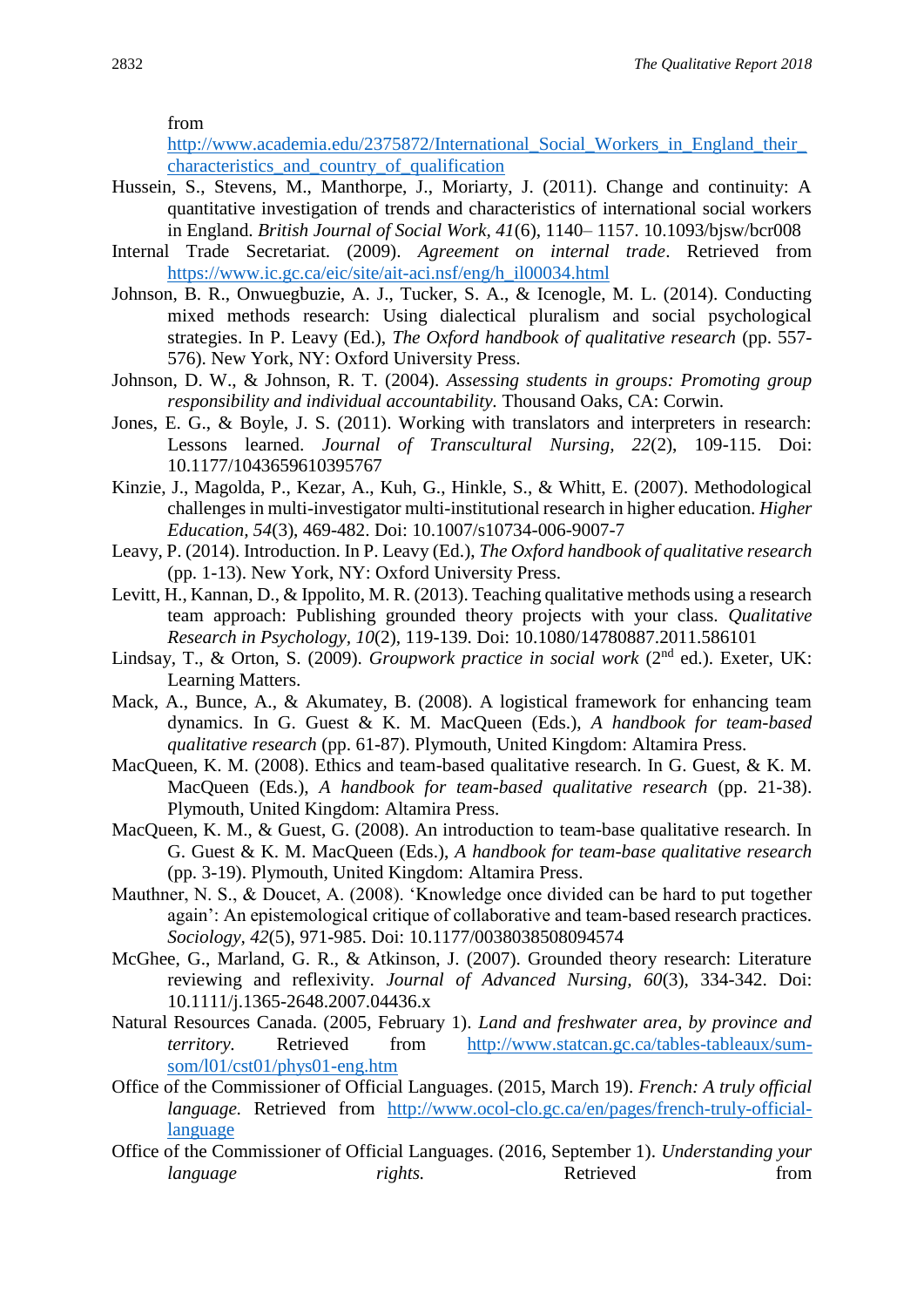from http://www.academia.edu/2375872/International_Social_Workers_in_England_their_characteristics_and_country_of_qualification

Hussein, S., Stevens, M., Manthorpe, J., Moriarty, J. (2011). Change and continuity: A quantitative investigation of trends and characteristics of international social workers in England. *British Journal of Social Work*, *41*(6), 1140– 1157. 10.1093/bjsw/bcr008

Internal Trade Secretariat. (2009). *Agreement on internal trade*. Retrieved from https://www.ic.gc.ca/eic/site/ait-aci.nsf/eng/h_il00034.html

Johnson, B. R., Onwuegbuzie, A. J., Tucker, S. A., & Icenogle, M. L. (2014). Conducting mixed methods research: Using dialectical pluralism and social psychological strategies. In P. Leavy (Ed.), *The Oxford handbook of qualitative research* (pp. 557-576). New York, NY: Oxford University Press.

Johnson, D. W., & Johnson, R. T. (2004). *Assessing students in groups: Promoting group responsibility and individual accountability.* Thousand Oaks, CA: Corwin.

Jones, E. G., & Boyle, J. S. (2011). Working with translators and interpreters in research: Lessons learned. *Journal of Transcultural Nursing*, *22*(2), 109-115. Doi: 10.1177/1043659610395767

Kinzie, J., Magolda, P., Kezar, A., Kuh, G., Hinkle, S., & Whitt, E. (2007). Methodological challenges in multi-investigator multi-institutional research in higher education. *Higher Education*, *54*(3), 469-482. Doi: 10.1007/s10734-006-9007-7

Leavy, P. (2014). Introduction. In P. Leavy (Ed.), *The Oxford handbook of qualitative research* (pp. 1-13). New York, NY: Oxford University Press.

Levitt, H., Kannan, D., & Ippolito, M. R. (2013). Teaching qualitative methods using a research team approach: Publishing grounded theory projects with your class. *Qualitative Research in Psychology*, *10*(2), 119-139. Doi: 10.1080/14780887.2011.586101

Lindsay, T., & Orton, S. (2009). *Groupwork practice in social work* (2nd ed.). Exeter, UK: Learning Matters.

Mack, A., Bunce, A., & Akumatey, B. (2008). A logistical framework for enhancing team dynamics. In G. Guest & K. M. MacQueen (Eds.), *A handbook for team-based qualitative research* (pp. 61-87). Plymouth, United Kingdom: Altamira Press.

MacQueen, K. M. (2008). Ethics and team-based qualitative research. In G. Guest, & K. M. MacQueen (Eds.), *A handbook for team-based qualitative research* (pp. 21-38). Plymouth, United Kingdom: Altamira Press.

MacQueen, K. M., & Guest, G. (2008). An introduction to team-base qualitative research. In G. Guest & K. M. MacQueen (Eds.), *A handbook for team-base qualitative research* (pp. 3-19). Plymouth, United Kingdom: Altamira Press.

Mauthner, N. S., & Doucet, A. (2008). 'Knowledge once divided can be hard to put together again': An epistemological critique of collaborative and team-based research practices. *Sociology*, *42*(5), 971-985. Doi: 10.1177/0038038508094574

McGhee, G., Marland, G. R., & Atkinson, J. (2007). Grounded theory research: Literature reviewing and reflexivity. *Journal of Advanced Nursing*, *60*(3), 334-342. Doi: 10.1111/j.1365-2648.2007.04436.x

Natural Resources Canada. (2005, February 1). *Land and freshwater area, by province and territory.* Retrieved from http://www.statcan.gc.ca/tables-tableaux/sum-som/l01/cst01/phys01-eng.htm

Office of the Commissioner of Official Languages. (2015, March 19). *French: A truly official language.* Retrieved from http://www.ocol-clo.gc.ca/en/pages/french-truly-official-language

Office of the Commissioner of Official Languages. (2016, September 1). *Understanding your language rights.* Retrieved from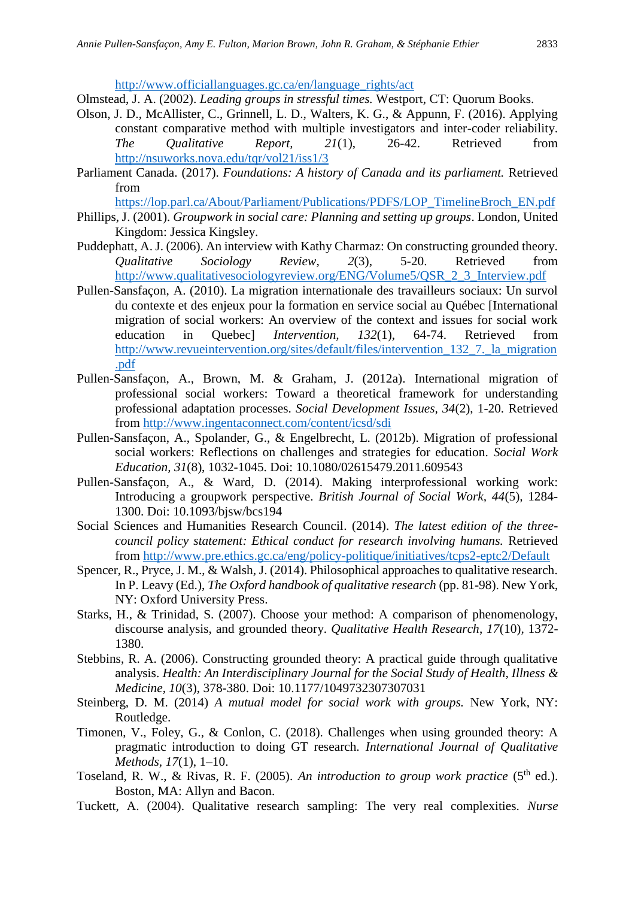http://www.officiallanguages.gc.ca/en/language_rights/act

Olmstead, J. A. (2002). *Leading groups in stressful times.* Westport, CT: Quorum Books.

Olson, J. D., McAllister, C., Grinnell, L. D., Walters, K. G., & Appunn, F. (2016). Applying constant comparative method with multiple investigators and inter-coder reliability. *The Qualitative Report, 21*(1), 26-42. Retrieved from http://nsuworks.nova.edu/tqr/vol21/iss1/3

Parliament Canada. (2017). *Foundations: A history of Canada and its parliament.* Retrieved from https://lop.parl.ca/About/Parliament/Publications/PDFS/LOP_TimelineBroch_EN.pdf

Phillips, J. (2001). *Groupwork in social care: Planning and setting up groups*. London, United Kingdom: Jessica Kingsley.

Puddephatt, A. J. (2006). An interview with Kathy Charmaz: On constructing grounded theory. *Qualitative Sociology Review*, *2*(3), 5-20. Retrieved from http://www.qualitativesociologyreview.org/ENG/Volume5/QSR_2_3_Interview.pdf

Pullen-Sansfaçon, A. (2010). La migration internationale des travailleurs sociaux: Un survol du contexte et des enjeux pour la formation en service social au Québec [International migration of social workers: An overview of the context and issues for social work education in Quebec] *Intervention, 132*(1), 64-74. Retrieved from http://www.revueintervention.org/sites/default/files/intervention_132_7._la_migration.pdf

Pullen-Sansfaçon, A., Brown, M. & Graham, J. (2012a). International migration of professional social workers: Toward a theoretical framework for understanding professional adaptation processes. *Social Development Issues, 34*(2), 1-20. Retrieved from http://www.ingentaconnect.com/content/icsd/sdi

Pullen-Sansfaçon, A., Spolander, G., & Engelbrecht, L. (2012b). Migration of professional social workers: Reflections on challenges and strategies for education. *Social Work Education, 31*(8), 1032-1045. Doi: 10.1080/02615479.2011.609543

Pullen-Sansfaçon, A., & Ward, D. (2014). Making interprofessional working work: Introducing a groupwork perspective. *British Journal of Social Work, 44*(5), 1284-1300. Doi: 10.1093/bjsw/bcs194

Social Sciences and Humanities Research Council. (2014). *The latest edition of the three-council policy statement: Ethical conduct for research involving humans.* Retrieved from http://www.pre.ethics.gc.ca/eng/policy-politique/initiatives/tcps2-eptc2/Default

Spencer, R., Pryce, J. M., & Walsh, J. (2014). Philosophical approaches to qualitative research. In P. Leavy (Ed.), *The Oxford handbook of qualitative research* (pp. 81-98). New York, NY: Oxford University Press.

Starks, H., & Trinidad, S. (2007). Choose your method: A comparison of phenomenology, discourse analysis, and grounded theory. *Qualitative Health Research*, *17*(10), 1372-1380.

Stebbins, R. A. (2006). Constructing grounded theory: A practical guide through qualitative analysis. *Health: An Interdisciplinary Journal for the Social Study of Health, Illness & Medicine, 10*(3), 378-380. Doi: 10.1177/1049732307307031

Steinberg, D. M. (2014) *A mutual model for social work with groups.* New York, NY: Routledge.

Timonen, V., Foley, G., & Conlon, C. (2018). Challenges when using grounded theory: A pragmatic introduction to doing GT research. *International Journal of Qualitative Methods, 17*(1), 1–10.

Toseland, R. W., & Rivas, R. F. (2005). *An introduction to group work practice* (5th ed.). Boston, MA: Allyn and Bacon.

Tuckett, A. (2004). Qualitative research sampling: The very real complexities. *Nurse*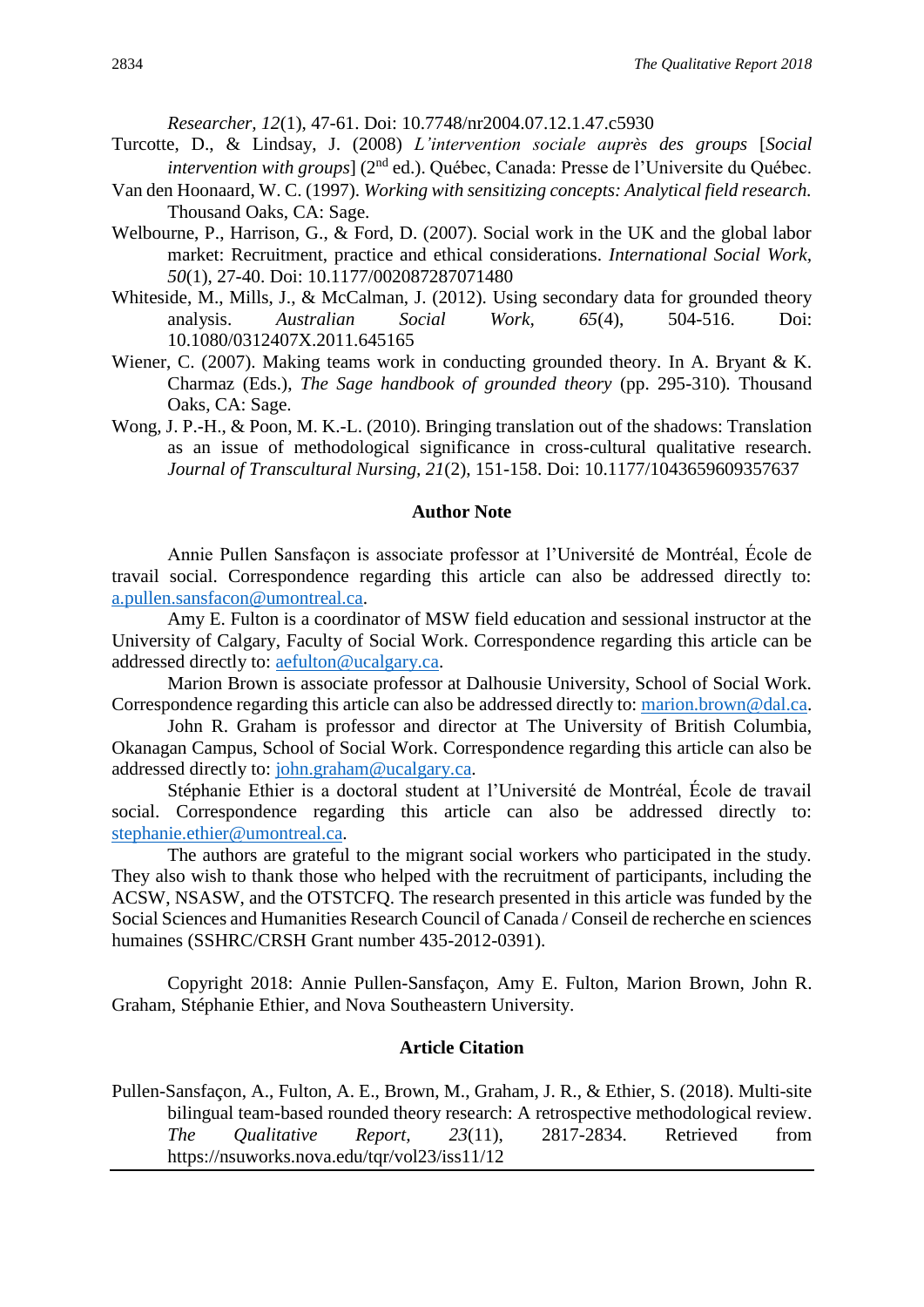*Researcher, 12*(1), 47-61. Doi: 10.7748/nr2004.07.12.1.47.c5930

Turcotte, D., & Lindsay, J. (2008) *L'intervention sociale auprès des groups* [*Social intervention with groups*] (2nd ed.). Québec, Canada: Presse de l'Universite du Québec.

Van den Hoonaard, W. C. (1997). *Working with sensitizing concepts: Analytical field research.* Thousand Oaks, CA: Sage.

Welbourne, P., Harrison, G., & Ford, D. (2007). Social work in the UK and the global labor market: Recruitment, practice and ethical considerations. *International Social Work, 50*(1), 27-40. Doi: 10.1177/002087287071480

Whiteside, M., Mills, J., & McCalman, J. (2012). Using secondary data for grounded theory analysis. *Australian Social Work, 65*(4), 504-516. Doi: 10.1080/0312407X.2011.645165

Wiener, C. (2007). Making teams work in conducting grounded theory. In A. Bryant & K. Charmaz (Eds.), *The Sage handbook of grounded theory* (pp. 295-310). Thousand Oaks, CA: Sage.

Wong, J. P.-H., & Poon, M. K.-L. (2010). Bringing translation out of the shadows: Translation as an issue of methodological significance in cross-cultural qualitative research. *Journal of Transcultural Nursing, 21*(2), 151-158. Doi: 10.1177/1043659609357637

## Author Note

Annie Pullen Sansfaçon is associate professor at l'Université de Montréal, École de travail social. Correspondence regarding this article can also be addressed directly to: a.pullen.sansfacon@umontreal.ca.

Amy E. Fulton is a coordinator of MSW field education and sessional instructor at the University of Calgary, Faculty of Social Work. Correspondence regarding this article can be addressed directly to: aefulton@ucalgary.ca.

Marion Brown is associate professor at Dalhousie University, School of Social Work. Correspondence regarding this article can also be addressed directly to: marion.brown@dal.ca.

John R. Graham is professor and director at The University of British Columbia, Okanagan Campus, School of Social Work. Correspondence regarding this article can also be addressed directly to: john.graham@ucalgary.ca.

Stéphanie Ethier is a doctoral student at l'Université de Montréal, École de travail social. Correspondence regarding this article can also be addressed directly to: stephanie.ethier@umontreal.ca.

The authors are grateful to the migrant social workers who participated in the study. They also wish to thank those who helped with the recruitment of participants, including the ACSW, NSASW, and the OTSTCFQ. The research presented in this article was funded by the Social Sciences and Humanities Research Council of Canada / Conseil de recherche en sciences humaines (SSHRC/CRSH Grant number 435-2012-0391).

Copyright 2018: Annie Pullen-Sansfaçon, Amy E. Fulton, Marion Brown, John R. Graham, Stéphanie Ethier, and Nova Southeastern University.

## Article Citation

Pullen-Sansfaçon, A., Fulton, A. E., Brown, M., Graham, J. R., & Ethier, S. (2018). Multi-site bilingual team-based rounded theory research: A retrospective methodological review. *The Qualitative Report, 23*(11), 2817-2834. Retrieved from https://nsuworks.nova.edu/tqr/vol23/iss11/12